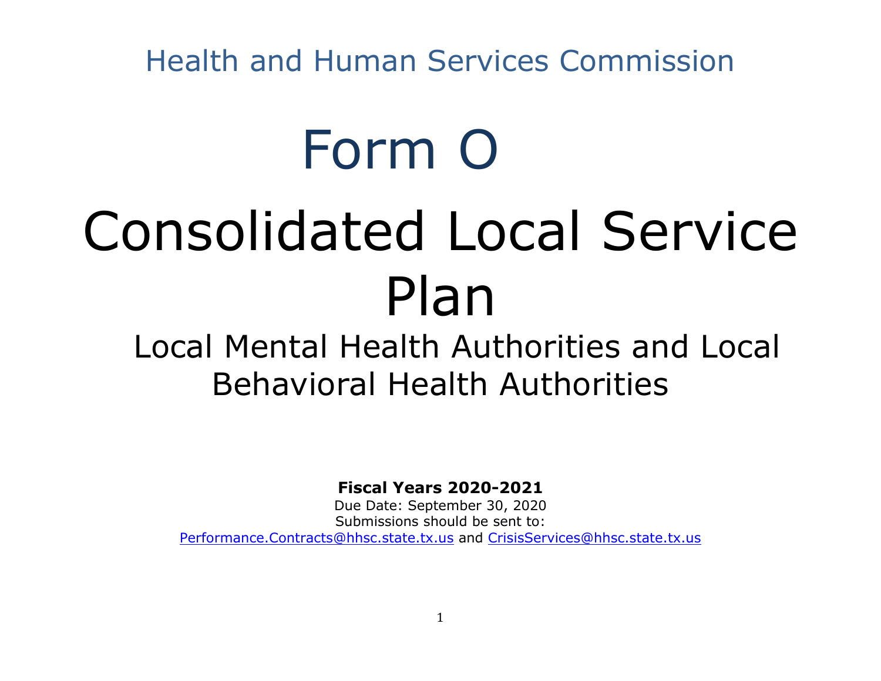Health and Human Services Commission

# Form O

# Consolidated Local Service Plan

## Local Mental Health Authorities and Local Behavioral Health Authorities

**Fiscal Years 2020-2021**

Due Date: September 30, 2020

Submissions should be sent to:

Performance.Contracts@hhsc.state.tx.us and CrisisServices@hhsc.state.tx.us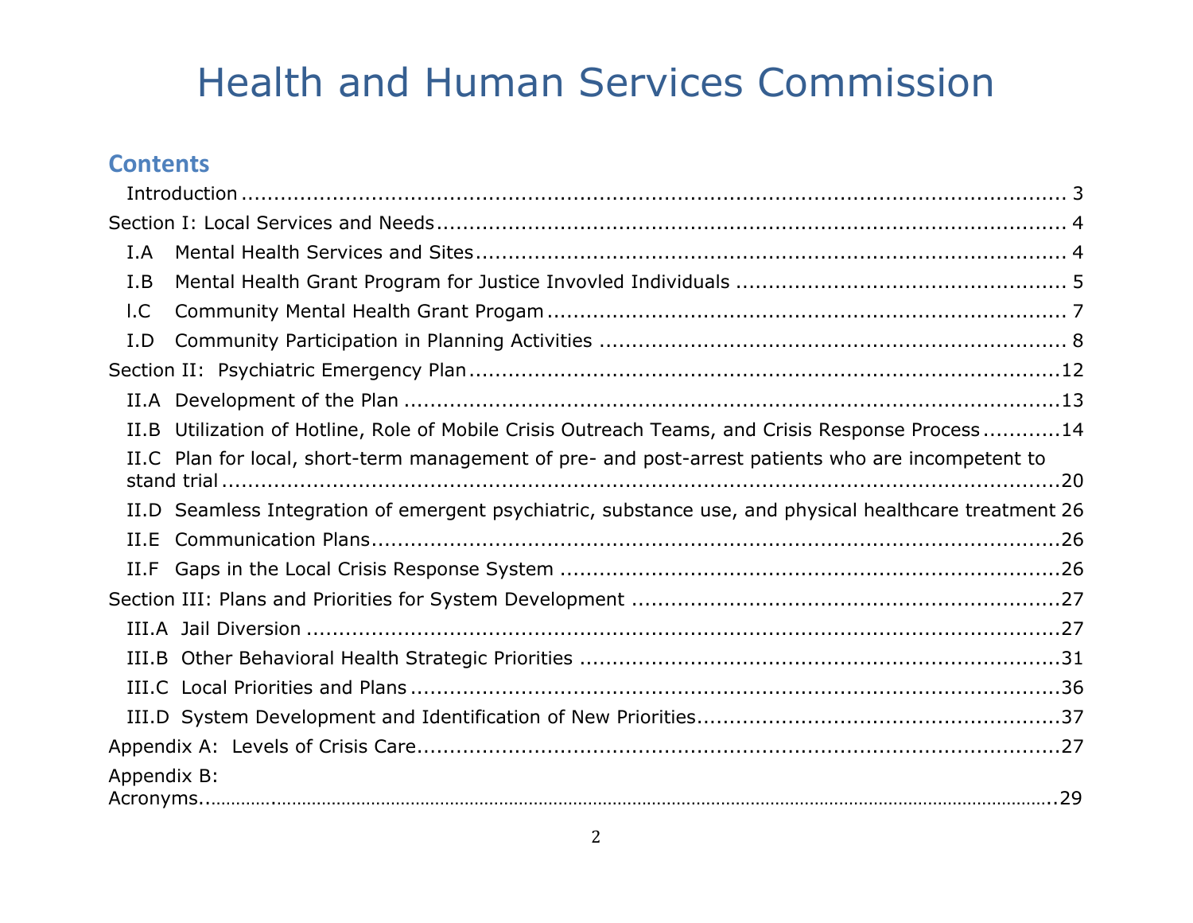# Health and Human Services Commission

## Contents

Introduction ........................................................................................................ 3

Section I: Local Services and Needs ........................................................................ 4

- I.A Mental Health Services and Sites ........................................................................ 4
- I.B Mental Health Grant Program for Justice Invovled Individuals ........................................ 5
- l.C Community Mental Health Grant Progam ............................................................... 7
- I.D Community Participation in Planning Activities ...................................................... 8

Section II: Psychiatric Emergency Plan ........................................................................12

- II.A Development of the Plan ......................................................................................13
- II.B Utilization of Hotline, Role of Mobile Crisis Outreach Teams, and Crisis Response Process ............14
- II.C Plan for local, short-term management of pre- and post-arrest patients who are incompetent to stand trial .............................................................................................................20
- II.D Seamless Integration of emergent psychiatric, substance use, and physical healthcare treatment 26
- II.E Communication Plans..........................................................................................26
- II.F Gaps in the Local Crisis Response System ............................................................26

Section III: Plans and Priorities for System Development ..................................................27

- III.A Jail Diversion .....................................................................................................27
- III.B Other Behavioral Health Strategic Priorities ..........................................................31
- III.C Local Priorities and Plans ...................................................................................36
- III.D System Development and Identification of New Priorities.........................................37

Appendix A: Levels of Crisis Care...................................................................................27

Appendix B: Acronyms.........................................................................................................29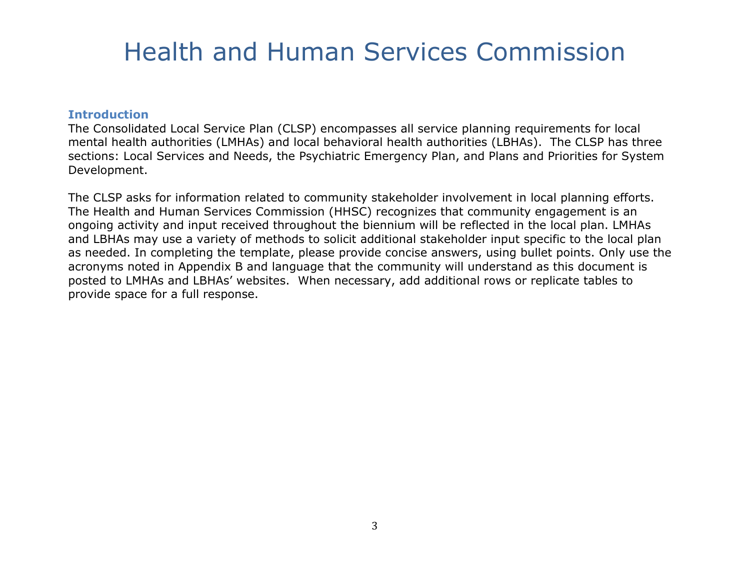# Health and Human Services Commission

### Introduction

The Consolidated Local Service Plan (CLSP) encompasses all service planning requirements for local mental health authorities (LMHAs) and local behavioral health authorities (LBHAs). The CLSP has three sections: Local Services and Needs, the Psychiatric Emergency Plan, and Plans and Priorities for System Development.

The CLSP asks for information related to community stakeholder involvement in local planning efforts. The Health and Human Services Commission (HHSC) recognizes that community engagement is an ongoing activity and input received throughout the biennium will be reflected in the local plan. LMHAs and LBHAs may use a variety of methods to solicit additional stakeholder input specific to the local plan as needed. In completing the template, please provide concise answers, using bullet points. Only use the acronyms noted in Appendix B and language that the community will understand as this document is posted to LMHAs and LBHAs' websites. When necessary, add additional rows or replicate tables to provide space for a full response.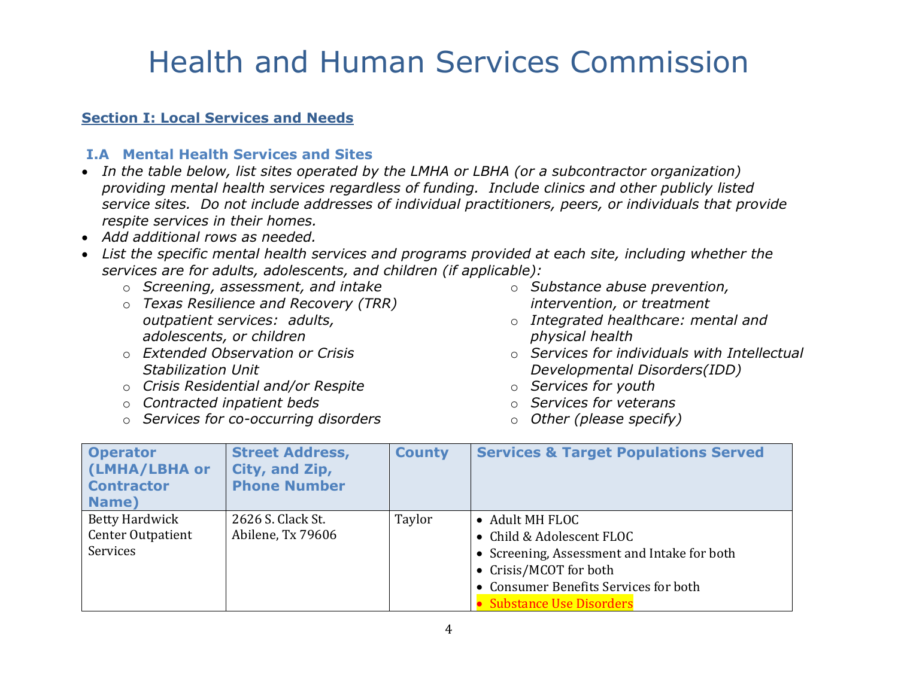# Health and Human Services Commission

## Section I: Local Services and Needs

### I.A Mental Health Services and Sites

- *In the table below, list sites operated by the LMHA or LBHA (or a subcontractor organization) providing mental health services regardless of funding. Include clinics and other publicly listed service sites. Do not include addresses of individual practitioners, peers, or individuals that provide respite services in their homes.*
- *Add additional rows as needed.*
- *List the specific mental health services and programs provided at each site, including whether the services are for adults, adolescents, and children (if applicable):*
  - *Screening, assessment, and intake*
  - *Texas Resilience and Recovery (TRR) outpatient services: adults, adolescents, or children*
  - *Extended Observation or Crisis Stabilization Unit*
  - *Crisis Residential and/or Respite*
  - *Contracted inpatient beds*
  - *Services for co-occurring disorders*
  - *Substance abuse prevention, intervention, or treatment*
  - *Integrated healthcare: mental and physical health*
  - *Services for individuals with Intellectual Developmental Disorders(IDD)*
  - *Services for youth*
  - *Services for veterans*
  - *Other (please specify)*

| Operator (LMHA/LBHA or Contractor Name) | Street Address, City, and Zip, Phone Number | County | Services & Target Populations Served |
|---|---|---|---|
| Betty Hardwick Center Outpatient Services | 2626 S. Clack St.<br>Abilene, Tx 79606 | Taylor | • Adult MH FLOC<br>• Child & Adolescent FLOC<br>• Screening, Assessment and Intake for both<br>• Crisis/MCOT for both<br>• Consumer Benefits Services for both<br>• Substance Use Disorders |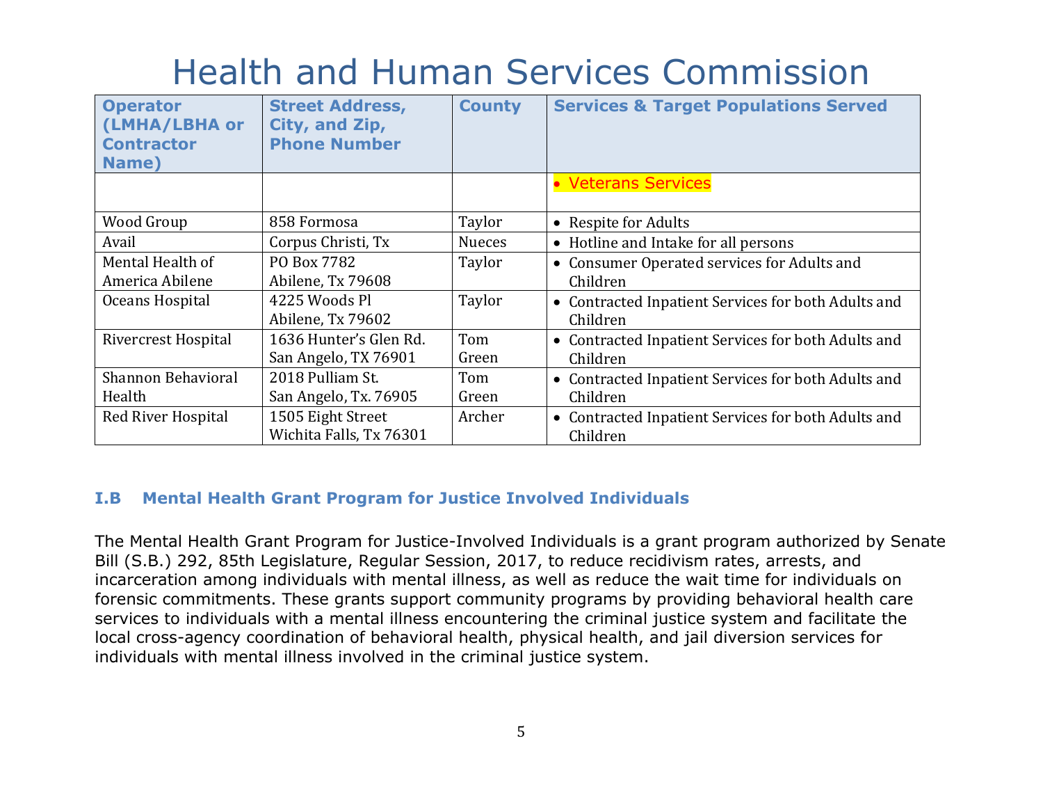# Health and Human Services Commission

| Operator (LMHA/LBHA or Contractor Name) | Street Address, City, and Zip, Phone Number | County | Services & Target Populations Served |
|---|---|---|---|
| | | | • Veterans Services |
| Wood Group | 858 Formosa | Taylor | • Respite for Adults |
| Avail | Corpus Christi, Tx | Nueces | • Hotline and Intake for all persons |
| Mental Health of America Abilene | PO Box 7782<br>Abilene, Tx 79608 | Taylor | • Consumer Operated services for Adults and Children |
| Oceans Hospital | 4225 Woods Pl<br>Abilene, Tx 79602 | Taylor | • Contracted Inpatient Services for both Adults and Children |
| Rivercrest Hospital | 1636 Hunter's Glen Rd.<br>San Angelo, TX 76901 | Tom Green | • Contracted Inpatient Services for both Adults and Children |
| Shannon Behavioral Health | 2018 Pulliam St.<br>San Angelo, Tx. 76905 | Tom Green | • Contracted Inpatient Services for both Adults and Children |
| Red River Hospital | 1505 Eight Street<br>Wichita Falls, Tx 76301 | Archer | • Contracted Inpatient Services for both Adults and Children |

### I.B Mental Health Grant Program for Justice Involved Individuals

The Mental Health Grant Program for Justice-Involved Individuals is a grant program authorized by Senate Bill (S.B.) 292, 85th Legislature, Regular Session, 2017, to reduce recidivism rates, arrests, and incarceration among individuals with mental illness, as well as reduce the wait time for individuals on forensic commitments. These grants support community programs by providing behavioral health care services to individuals with a mental illness encountering the criminal justice system and facilitate the local cross-agency coordination of behavioral health, physical health, and jail diversion services for individuals with mental illness involved in the criminal justice system.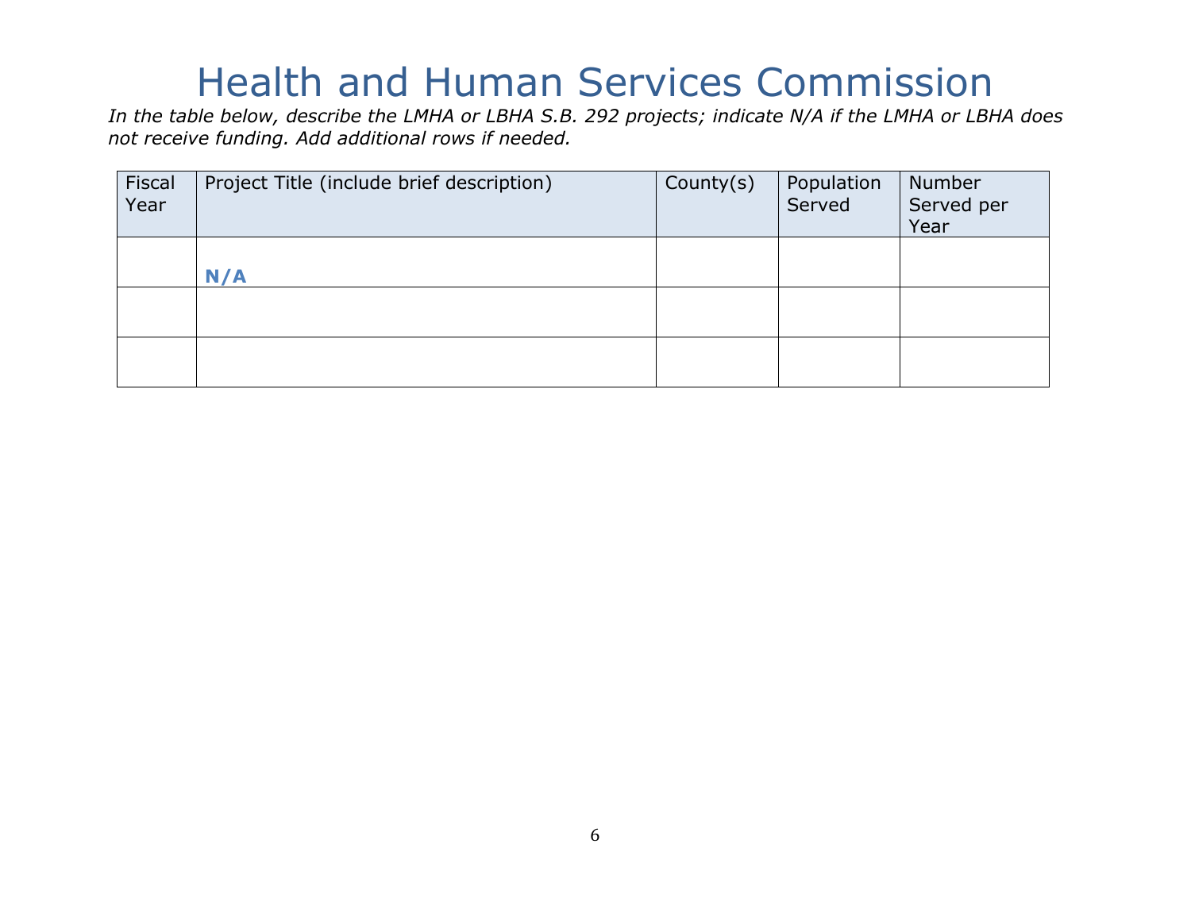# Health and Human Services Commission

*In the table below, describe the LMHA or LBHA S.B. 292 projects; indicate N/A if the LMHA or LBHA does not receive funding. Add additional rows if needed.*

| Fiscal Year | Project Title (include brief description) | County(s) | Population Served | Number Served per Year |
|---|---|---|---|---|
| | **N/A** | | | |
| | | | | |
| | | | | |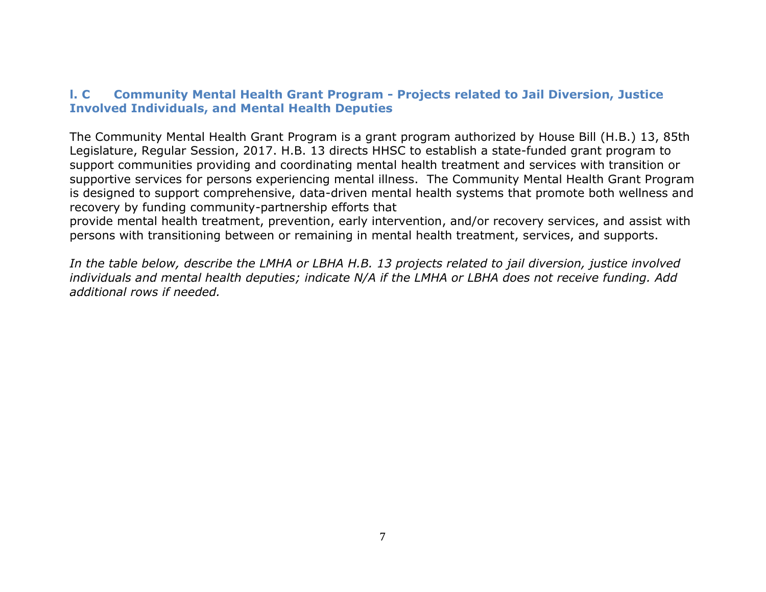## I. C Community Mental Health Grant Program - Projects related to Jail Diversion, Justice Involved Individuals, and Mental Health Deputies

The Community Mental Health Grant Program is a grant program authorized by House Bill (H.B.) 13, 85th Legislature, Regular Session, 2017. H.B. 13 directs HHSC to establish a state-funded grant program to support communities providing and coordinating mental health treatment and services with transition or supportive services for persons experiencing mental illness. The Community Mental Health Grant Program is designed to support comprehensive, data-driven mental health systems that promote both wellness and recovery by funding community-partnership efforts that provide mental health treatment, prevention, early intervention, and/or recovery services, and assist with persons with transitioning between or remaining in mental health treatment, services, and supports.

*In the table below, describe the LMHA or LBHA H.B. 13 projects related to jail diversion, justice involved individuals and mental health deputies; indicate N/A if the LMHA or LBHA does not receive funding. Add additional rows if needed.*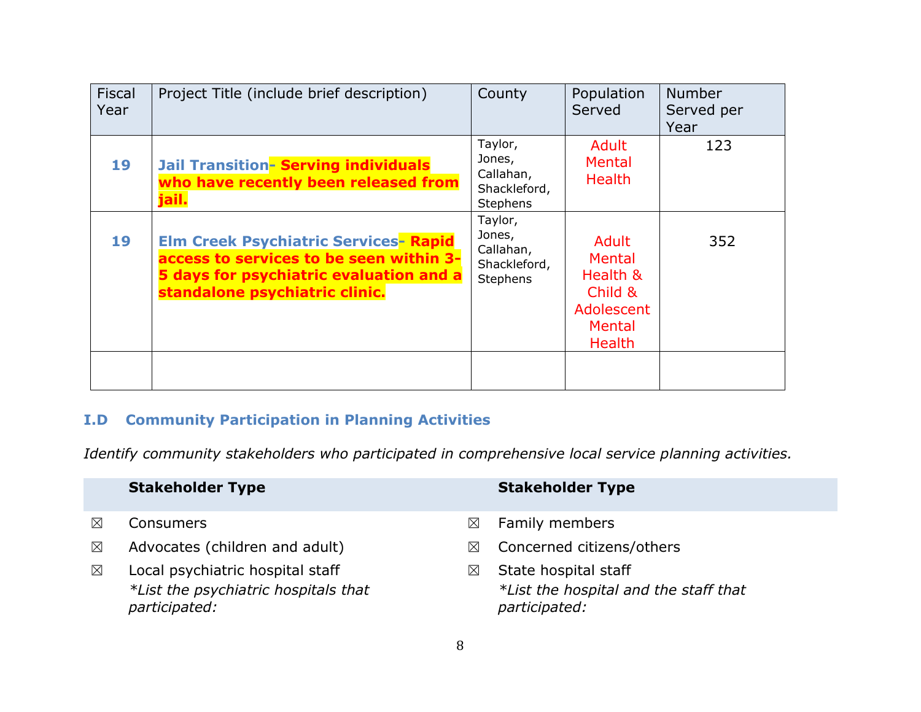| Fiscal Year | Project Title (include brief description) | County | Population Served | Number Served per Year |
|---|---|---|---|---|
| **19** | **Jail Transition- Serving individuals who have recently been released from jail.** | Taylor, Jones, Callahan, Shackleford, Stephens | Adult Mental Health | 123 |
| **19** | **Elm Creek Psychiatric Services- Rapid access to services to be seen within 3-5 days for psychiatric evaluation and a standalone psychiatric clinic.** | Taylor, Jones, Callahan, Shackleford, Stephens | Adult Mental Health & Child & Adolescent Mental Health | 352 |
| | | | | |

## I.D Community Participation in Planning Activities

*Identify community stakeholders who participated in comprehensive local service planning activities.*

| | Stakeholder Type | | Stakeholder Type |
|---|---|---|---|
| ☒ | Consumers | ☒ | Family members |
| ☒ | Advocates (children and adult) | ☒ | Concerned citizens/others |
| ☒ | Local psychiatric hospital staff<br>*\*List the psychiatric hospitals that participated:* | ☒ | State hospital staff<br>*\*List the hospital and the staff that participated:* |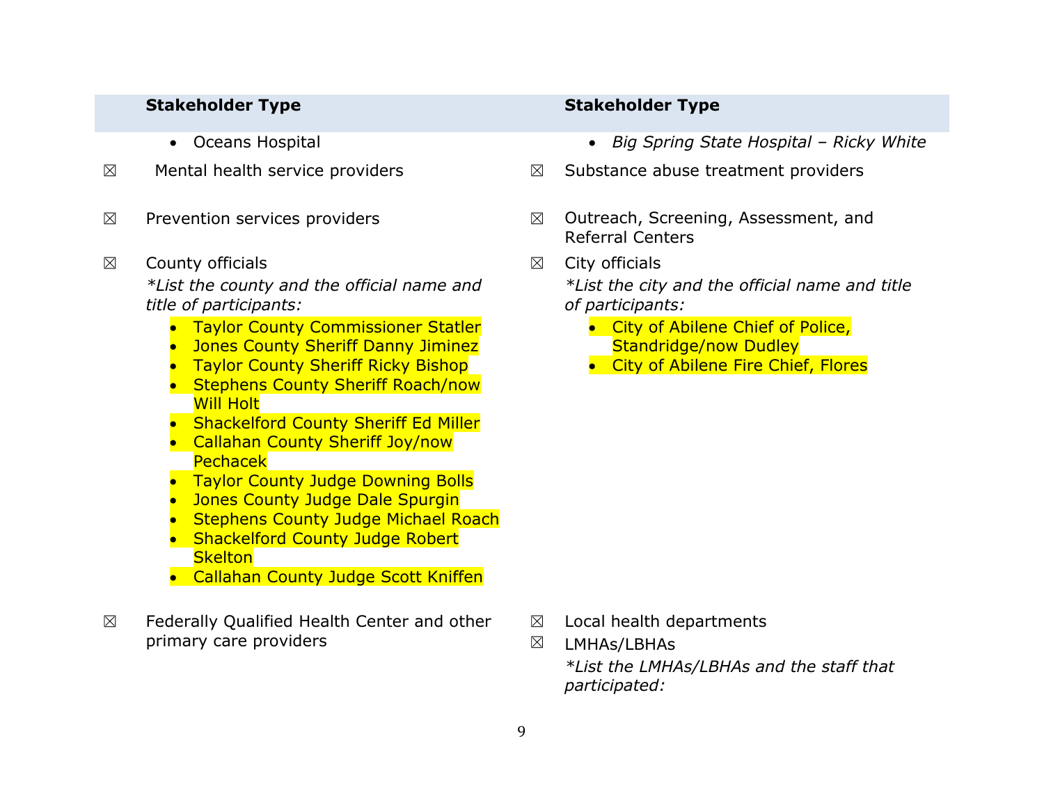| | Stakeholder Type | | Stakeholder Type |
|---|---|---|---|
| | • Oceans Hospital | | • *Big Spring State Hospital – Ricky White* |
| ☒ | Mental health service providers | ☒ | Substance abuse treatment providers |
| ☒ | Prevention services providers | ☒ | Outreach, Screening, Assessment, and Referral Centers |
| ☒ | County officials<br>*\*List the county and the official name and title of participants:*<br>• Taylor County Commissioner Statler<br>• Jones County Sheriff Danny Jiminez<br>• Taylor County Sheriff Ricky Bishop<br>• Stephens County Sheriff Roach/now Will Holt<br>• Shackelford County Sheriff Ed Miller<br>• Callahan County Sheriff Joy/now Pechacek<br>• Taylor County Judge Downing Bolls<br>• Jones County Judge Dale Spurgin<br>• Stephens County Judge Michael Roach<br>• Shackelford County Judge Robert Skelton<br>• Callahan County Judge Scott Kniffen | ☒ | City officials<br>*\*List the city and the official name and title of participants:*<br>• City of Abilene Chief of Police, Standridge/now Dudley<br>• City of Abilene Fire Chief, Flores |
| ☒ | Federally Qualified Health Center and other primary care providers | ☒ | Local health departments |
| | | ☒ | LMHAs/LBHAs<br>*\*List the LMHAs/LBHAs and the staff that participated:* |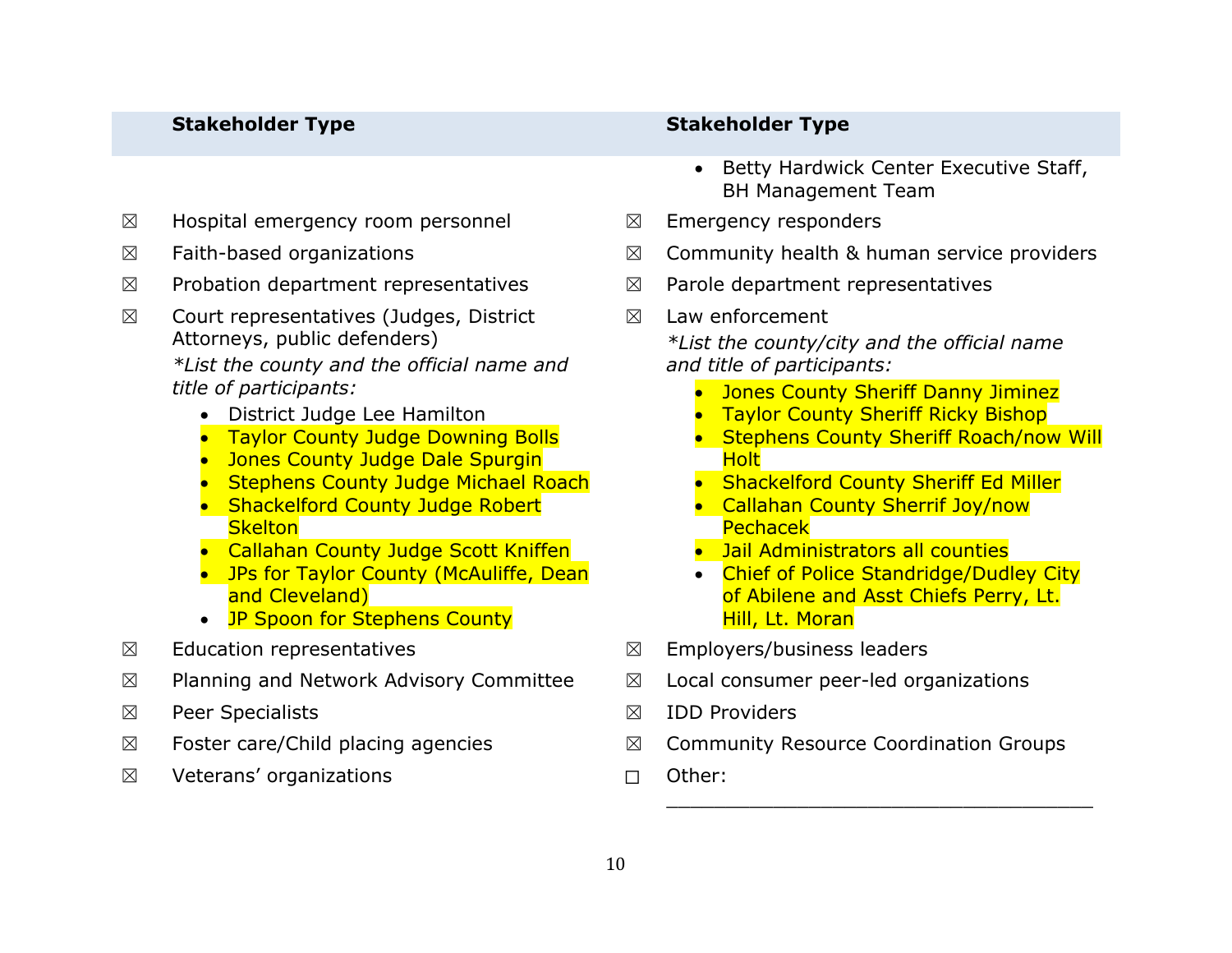| Stakeholder Type | | Stakeholder Type | |
|---|---|---|---|
| | | | • Betty Hardwick Center Executive Staff, BH Management Team |
| ☒ | Hospital emergency room personnel | ☒ | Emergency responders |
| ☒ | Faith-based organizations | ☒ | Community health & human service providers |
| ☒ | Probation department representatives | ☒ | Parole department representatives |
| ☒ | Court representatives (Judges, District Attorneys, public defenders)<br>*\*List the county and the official name and title of participants:*<br>• District Judge Lee Hamilton<br>• Taylor County Judge Downing Bolls<br>• Jones County Judge Dale Spurgin<br>• Stephens County Judge Michael Roach<br>• Shackelford County Judge Robert Skelton<br>• Callahan County Judge Scott Kniffen<br>• JPs for Taylor County (McAuliffe, Dean and Cleveland)<br>• JP Spoon for Stephens County | ☒ | Law enforcement<br>*\*List the county/city and the official name and title of participants:*<br>• Jones County Sheriff Danny Jiminez<br>• Taylor County Sheriff Ricky Bishop<br>• Stephens County Sheriff Roach/now Will Holt<br>• Shackelford County Sheriff Ed Miller<br>• Callahan County Sherrif Joy/now Pechacek<br>• Jail Administrators all counties<br>• Chief of Police Standridge/Dudley City of Abilene and Asst Chiefs Perry, Lt. Hill, Lt. Moran |
| ☒ | Education representatives | ☒ | Employers/business leaders |
| ☒ | Planning and Network Advisory Committee | ☒ | Local consumer peer-led organizations |
| ☒ | Peer Specialists | ☒ | IDD Providers |
| ☒ | Foster care/Child placing agencies | ☒ | Community Resource Coordination Groups |
| ☒ | Veterans' organizations | ☐ | Other: ___________________________________ |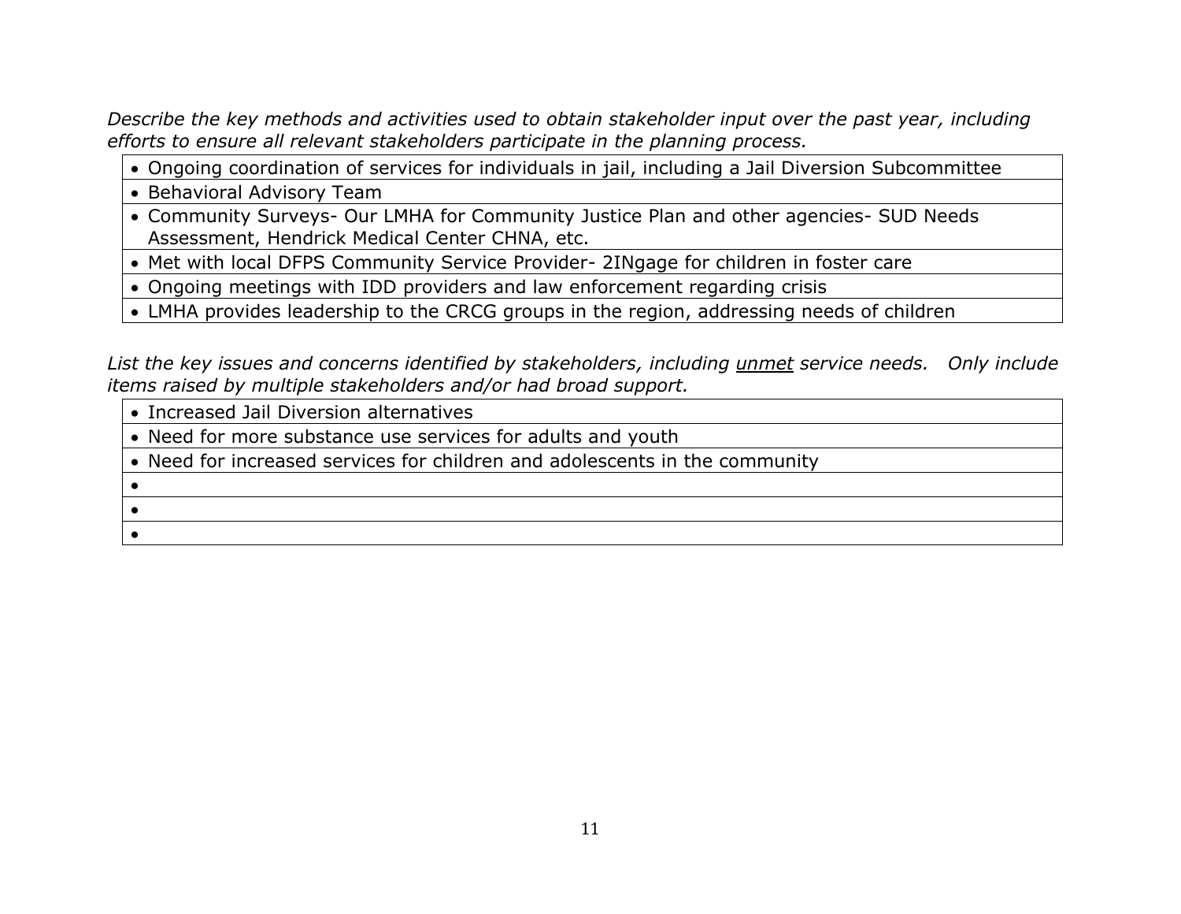*Describe the key methods and activities used to obtain stakeholder input over the past year, including efforts to ensure all relevant stakeholders participate in the planning process.*

| |
|---|
| • Ongoing coordination of services for individuals in jail, including a Jail Diversion Subcommittee |
| • Behavioral Advisory Team |
| • Community Surveys- Our LMHA for Community Justice Plan and other agencies- SUD Needs Assessment, Hendrick Medical Center CHNA, etc. |
| • Met with local DFPS Community Service Provider- 2INgage for children in foster care |
| • Ongoing meetings with IDD providers and law enforcement regarding crisis |
| • LMHA provides leadership to the CRCG groups in the region, addressing needs of children |

*List the key issues and concerns identified by stakeholders, including unmet service needs. Only include items raised by multiple stakeholders and/or had broad support.*

| |
|---|
| • Increased Jail Diversion alternatives |
| • Need for more substance use services for adults and youth |
| • Need for increased services for children and adolescents in the community |
| • |
| • |
| • |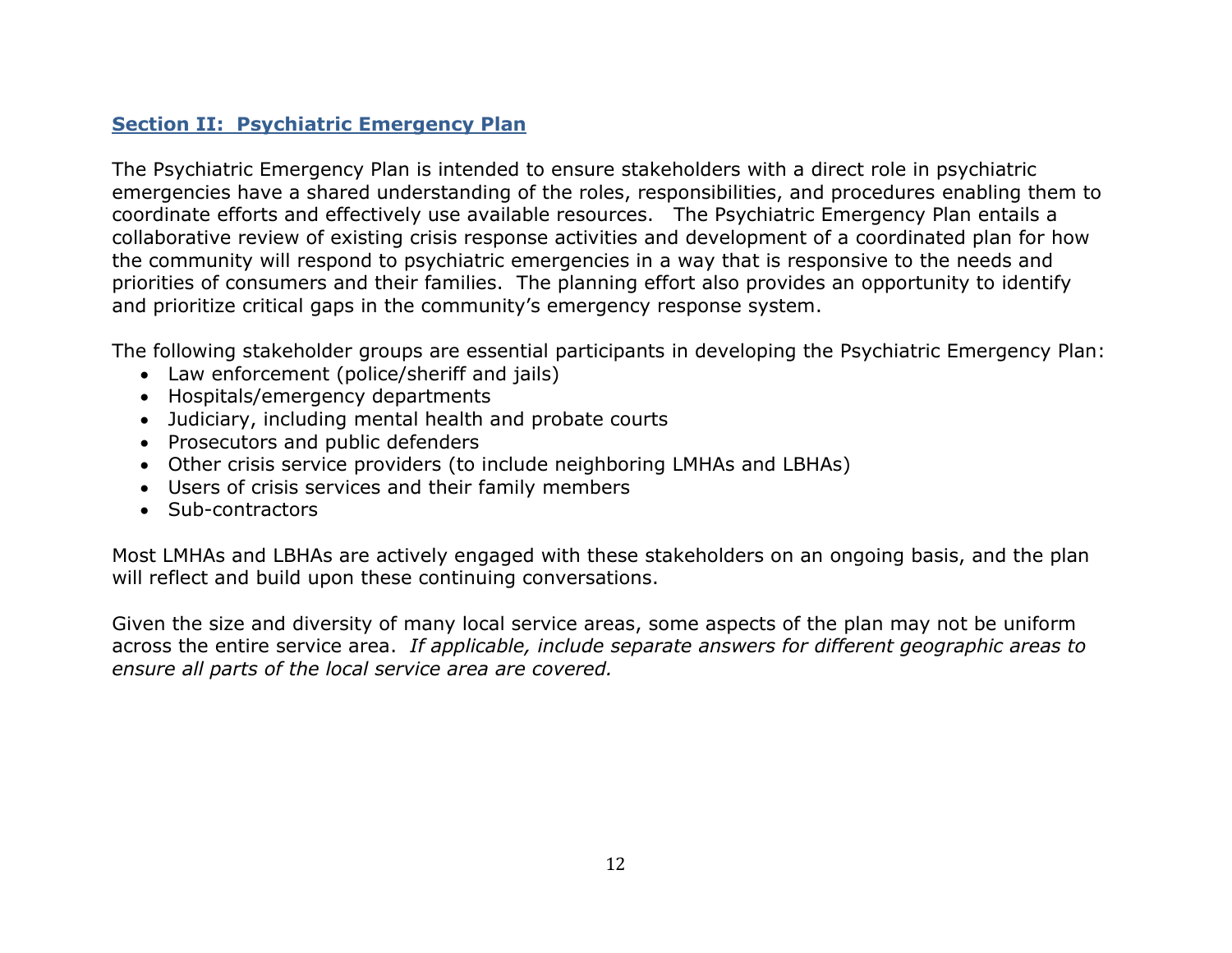## Section II: Psychiatric Emergency Plan

The Psychiatric Emergency Plan is intended to ensure stakeholders with a direct role in psychiatric emergencies have a shared understanding of the roles, responsibilities, and procedures enabling them to coordinate efforts and effectively use available resources. The Psychiatric Emergency Plan entails a collaborative review of existing crisis response activities and development of a coordinated plan for how the community will respond to psychiatric emergencies in a way that is responsive to the needs and priorities of consumers and their families. The planning effort also provides an opportunity to identify and prioritize critical gaps in the community's emergency response system.

The following stakeholder groups are essential participants in developing the Psychiatric Emergency Plan:

- Law enforcement (police/sheriff and jails)
- Hospitals/emergency departments
- Judiciary, including mental health and probate courts
- Prosecutors and public defenders
- Other crisis service providers (to include neighboring LMHAs and LBHAs)
- Users of crisis services and their family members
- Sub-contractors

Most LMHAs and LBHAs are actively engaged with these stakeholders on an ongoing basis, and the plan will reflect and build upon these continuing conversations.

Given the size and diversity of many local service areas, some aspects of the plan may not be uniform across the entire service area. *If applicable, include separate answers for different geographic areas to ensure all parts of the local service area are covered.*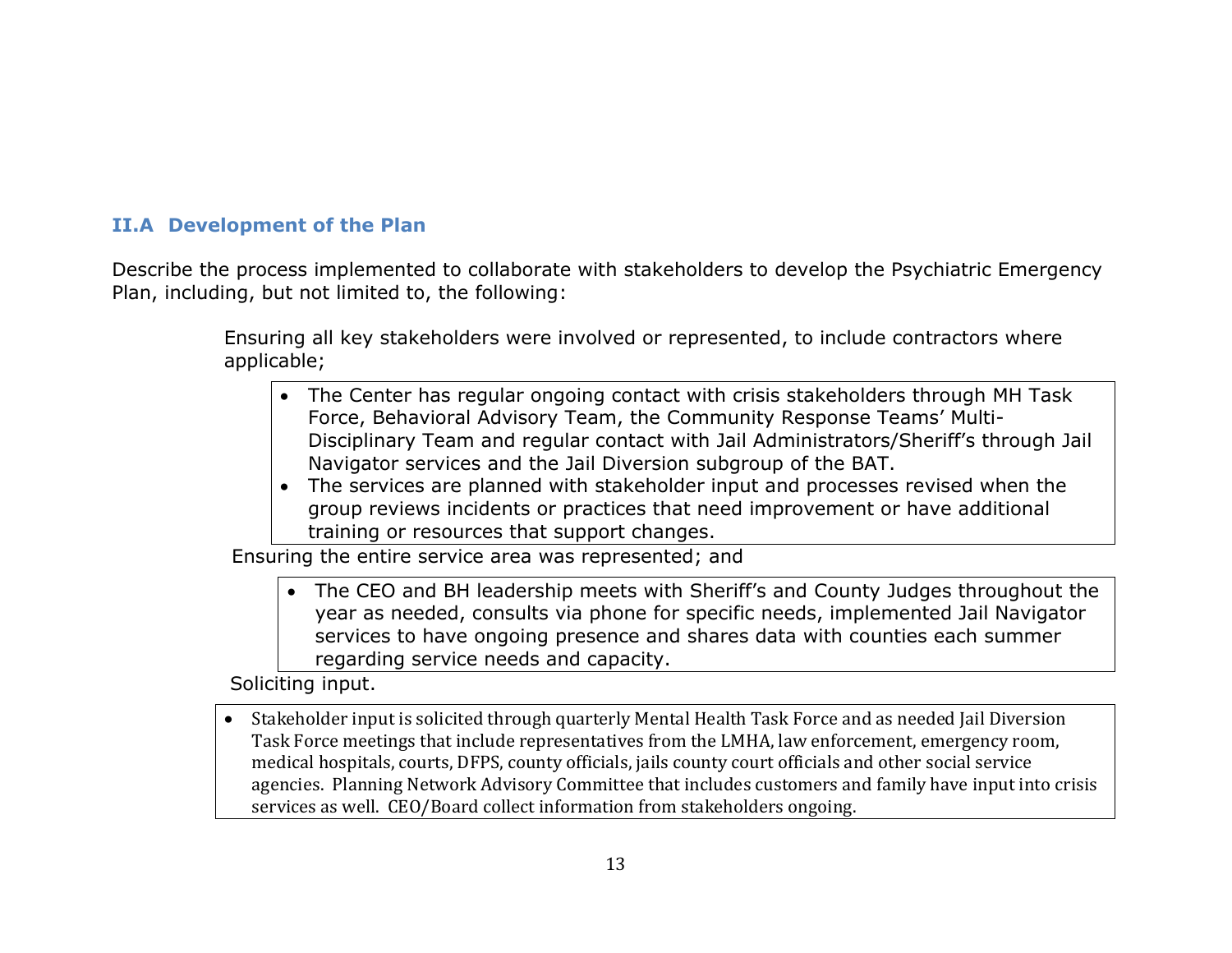### II.A Development of the Plan

Describe the process implemented to collaborate with stakeholders to develop the Psychiatric Emergency Plan, including, but not limited to, the following:

Ensuring all key stakeholders were involved or represented, to include contractors where applicable;

- The Center has regular ongoing contact with crisis stakeholders through MH Task Force, Behavioral Advisory Team, the Community Response Teams' Multi-Disciplinary Team and regular contact with Jail Administrators/Sheriff's through Jail Navigator services and the Jail Diversion subgroup of the BAT.
- The services are planned with stakeholder input and processes revised when the group reviews incidents or practices that need improvement or have additional training or resources that support changes.

Ensuring the entire service area was represented; and

- The CEO and BH leadership meets with Sheriff's and County Judges throughout the year as needed, consults via phone for specific needs, implemented Jail Navigator services to have ongoing presence and shares data with counties each summer regarding service needs and capacity.

Soliciting input.

- Stakeholder input is solicited through quarterly Mental Health Task Force and as needed Jail Diversion Task Force meetings that include representatives from the LMHA, law enforcement, emergency room, medical hospitals, courts, DFPS, county officials, jails county court officials and other social service agencies. Planning Network Advisory Committee that includes customers and family have input into crisis services as well. CEO/Board collect information from stakeholders ongoing.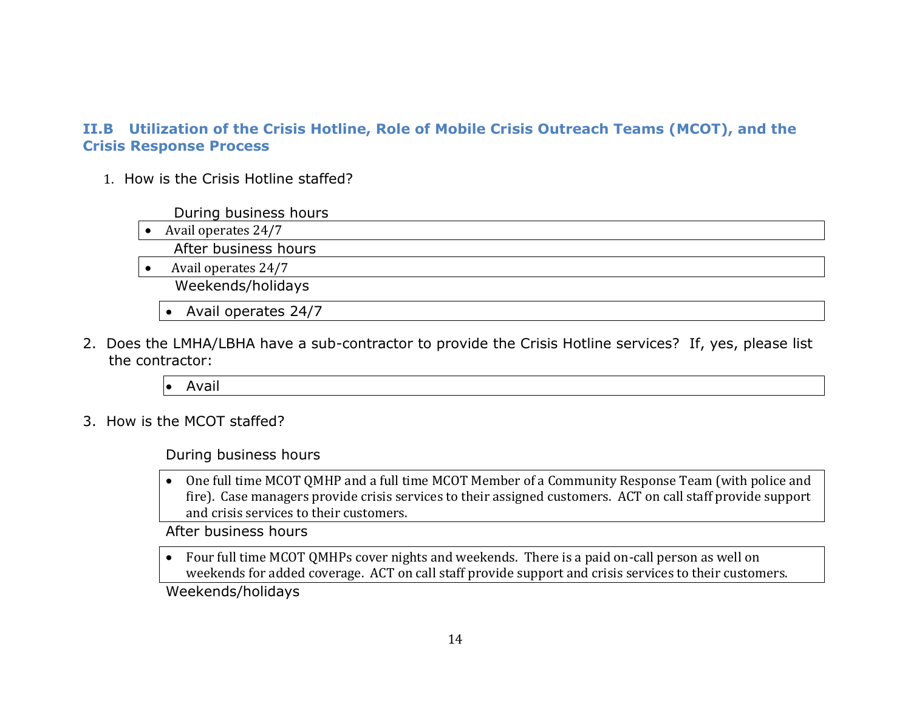### II.B Utilization of the Crisis Hotline, Role of Mobile Crisis Outreach Teams (MCOT), and the Crisis Response Process

1. How is the Crisis Hotline staffed?

During business hours

- Avail operates 24/7

After business hours

- Avail operates 24/7

Weekends/holidays

- Avail operates 24/7

2. Does the LMHA/LBHA have a sub-contractor to provide the Crisis Hotline services? If, yes, please list the contractor:

- Avail

3. How is the MCOT staffed?

During business hours

- One full time MCOT QMHP and a full time MCOT Member of a Community Response Team (with police and fire). Case managers provide crisis services to their assigned customers. ACT on call staff provide support and crisis services to their customers.

After business hours

- Four full time MCOT QMHPs cover nights and weekends. There is a paid on-call person as well on weekends for added coverage. ACT on call staff provide support and crisis services to their customers.

Weekends/holidays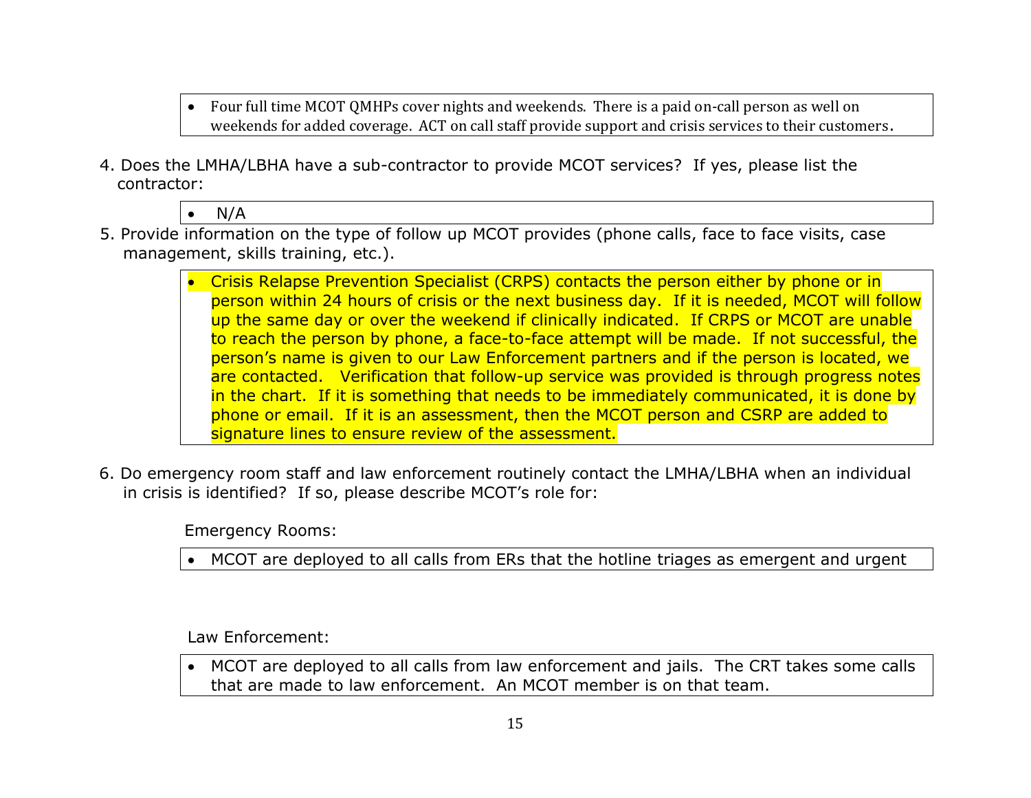- Four full time MCOT QMHPs cover nights and weekends. There is a paid on-call person as well on weekends for added coverage. ACT on call staff provide support and crisis services to their customers.

4. Does the LMHA/LBHA have a sub-contractor to provide MCOT services? If yes, please list the contractor:

- N/A

5. Provide information on the type of follow up MCOT provides (phone calls, face to face visits, case management, skills training, etc.).

- Crisis Relapse Prevention Specialist (CRPS) contacts the person either by phone or in person within 24 hours of crisis or the next business day. If it is needed, MCOT will follow up the same day or over the weekend if clinically indicated. If CRPS or MCOT are unable to reach the person by phone, a face-to-face attempt will be made. If not successful, the person's name is given to our Law Enforcement partners and if the person is located, we are contacted. Verification that follow-up service was provided is through progress notes in the chart. If it is something that needs to be immediately communicated, it is done by phone or email. If it is an assessment, then the MCOT person and CSRP are added to signature lines to ensure review of the assessment.

6. Do emergency room staff and law enforcement routinely contact the LMHA/LBHA when an individual in crisis is identified? If so, please describe MCOT's role for:

Emergency Rooms:

- MCOT are deployed to all calls from ERs that the hotline triages as emergent and urgent

Law Enforcement:

- MCOT are deployed to all calls from law enforcement and jails. The CRT takes some calls that are made to law enforcement. An MCOT member is on that team.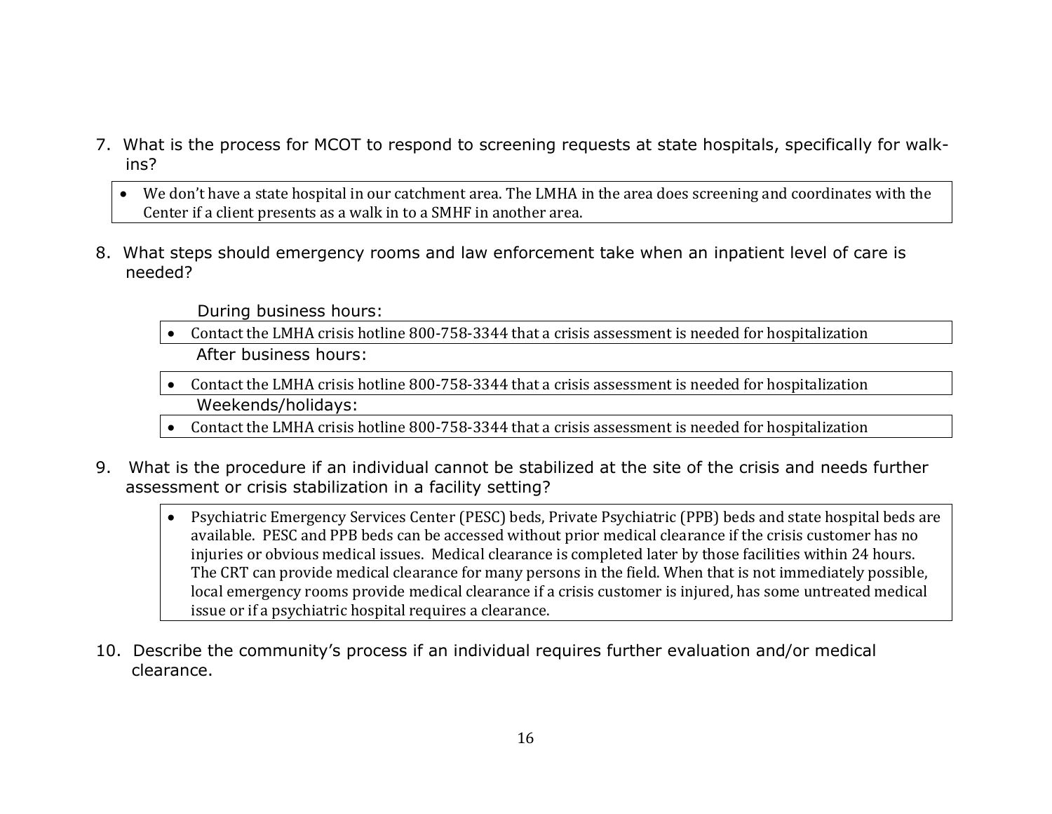7. What is the process for MCOT to respond to screening requests at state hospitals, specifically for walk-ins?

- We don't have a state hospital in our catchment area. The LMHA in the area does screening and coordinates with the Center if a client presents as a walk in to a SMHF in another area.

8. What steps should emergency rooms and law enforcement take when an inpatient level of care is needed?

During business hours:

- Contact the LMHA crisis hotline 800-758-3344 that a crisis assessment is needed for hospitalization

After business hours:

- Contact the LMHA crisis hotline 800-758-3344 that a crisis assessment is needed for hospitalization

Weekends/holidays:

- Contact the LMHA crisis hotline 800-758-3344 that a crisis assessment is needed for hospitalization

9. What is the procedure if an individual cannot be stabilized at the site of the crisis and needs further assessment or crisis stabilization in a facility setting?

- Psychiatric Emergency Services Center (PESC) beds, Private Psychiatric (PPB) beds and state hospital beds are available. PESC and PPB beds can be accessed without prior medical clearance if the crisis customer has no injuries or obvious medical issues. Medical clearance is completed later by those facilities within 24 hours. The CRT can provide medical clearance for many persons in the field. When that is not immediately possible, local emergency rooms provide medical clearance if a crisis customer is injured, has some untreated medical issue or if a psychiatric hospital requires a clearance.

10. Describe the community's process if an individual requires further evaluation and/or medical clearance.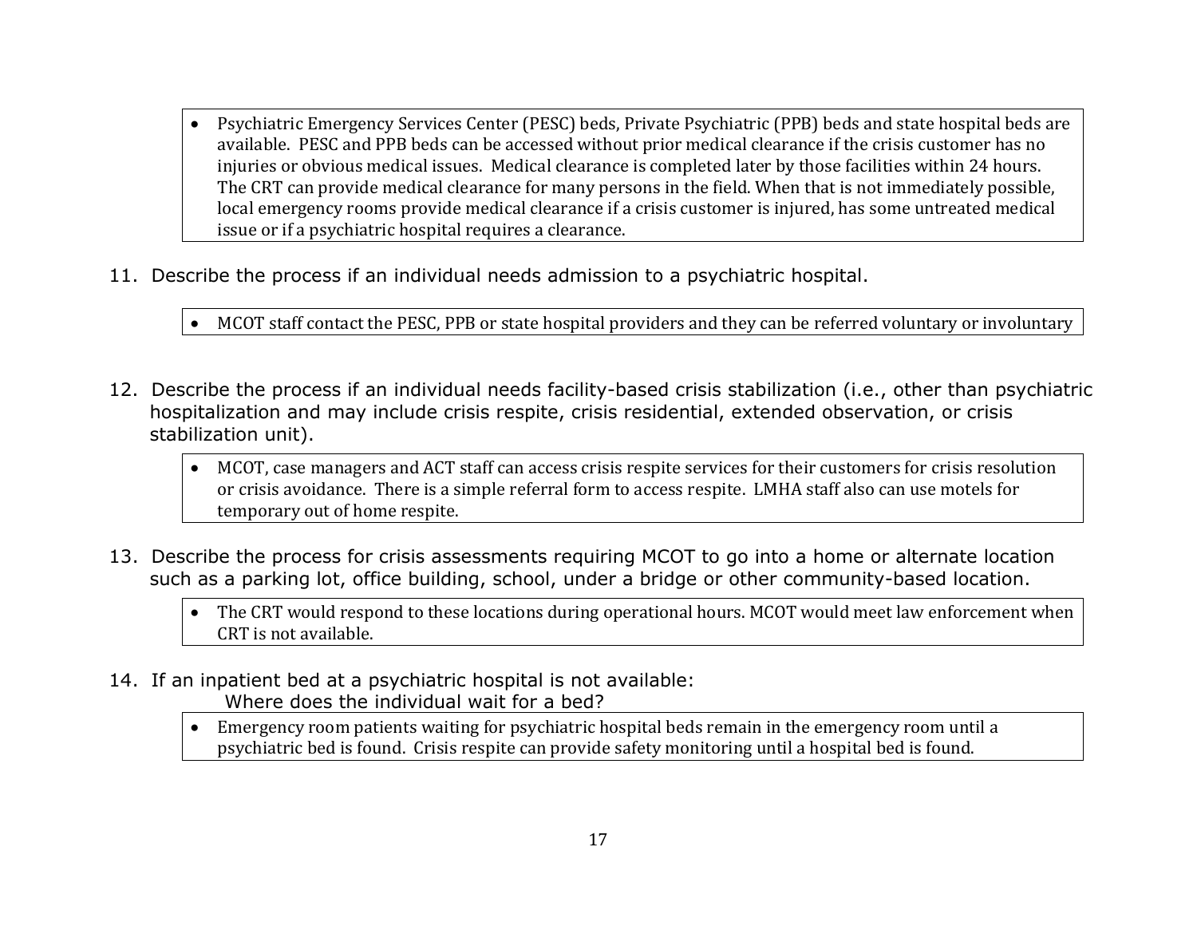- Psychiatric Emergency Services Center (PESC) beds, Private Psychiatric (PPB) beds and state hospital beds are available. PESC and PPB beds can be accessed without prior medical clearance if the crisis customer has no injuries or obvious medical issues. Medical clearance is completed later by those facilities within 24 hours. The CRT can provide medical clearance for many persons in the field. When that is not immediately possible, local emergency rooms provide medical clearance if a crisis customer is injured, has some untreated medical issue or if a psychiatric hospital requires a clearance.

11. Describe the process if an individual needs admission to a psychiatric hospital.

- MCOT staff contact the PESC, PPB or state hospital providers and they can be referred voluntary or involuntary

12. Describe the process if an individual needs facility-based crisis stabilization (i.e., other than psychiatric hospitalization and may include crisis respite, crisis residential, extended observation, or crisis stabilization unit).

- MCOT, case managers and ACT staff can access crisis respite services for their customers for crisis resolution or crisis avoidance. There is a simple referral form to access respite. LMHA staff also can use motels for temporary out of home respite.

13. Describe the process for crisis assessments requiring MCOT to go into a home or alternate location such as a parking lot, office building, school, under a bridge or other community-based location.

- The CRT would respond to these locations during operational hours. MCOT would meet law enforcement when CRT is not available.

14. If an inpatient bed at a psychiatric hospital is not available:
    Where does the individual wait for a bed?

- Emergency room patients waiting for psychiatric hospital beds remain in the emergency room until a psychiatric bed is found. Crisis respite can provide safety monitoring until a hospital bed is found.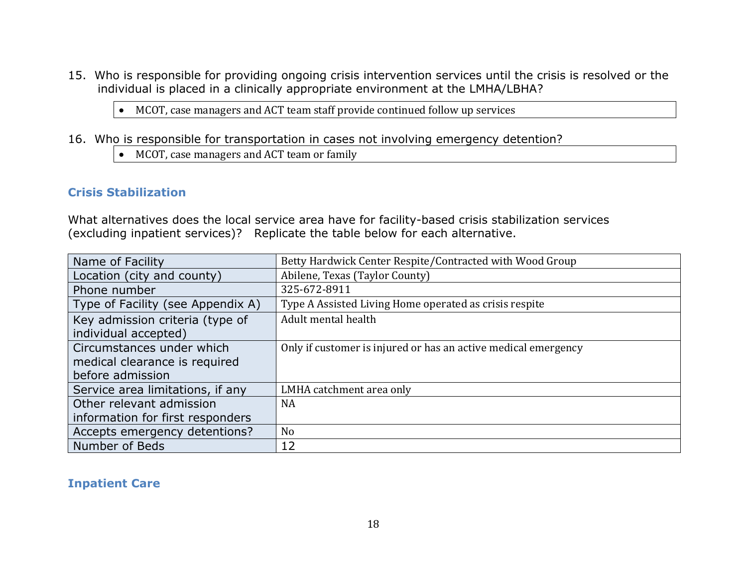15. Who is responsible for providing ongoing crisis intervention services until the crisis is resolved or the individual is placed in a clinically appropriate environment at the LMHA/LBHA?

- MCOT, case managers and ACT team staff provide continued follow up services

16. Who is responsible for transportation in cases not involving emergency detention?

- MCOT, case managers and ACT team or family

## Crisis Stabilization

What alternatives does the local service area have for facility-based crisis stabilization services (excluding inpatient services)? Replicate the table below for each alternative.

| Name of Facility | Betty Hardwick Center Respite/Contracted with Wood Group |
|---|---|
| Location (city and county) | Abilene, Texas (Taylor County) |
| Phone number | 325-672-8911 |
| Type of Facility (see Appendix A) | Type A Assisted Living Home operated as crisis respite |
| Key admission criteria (type of individual accepted) | Adult mental health |
| Circumstances under which medical clearance is required before admission | Only if customer is injured or has an active medical emergency |
| Service area limitations, if any | LMHA catchment area only |
| Other relevant admission information for first responders | NA |
| Accepts emergency detentions? | No |
| Number of Beds | 12 |

## Inpatient Care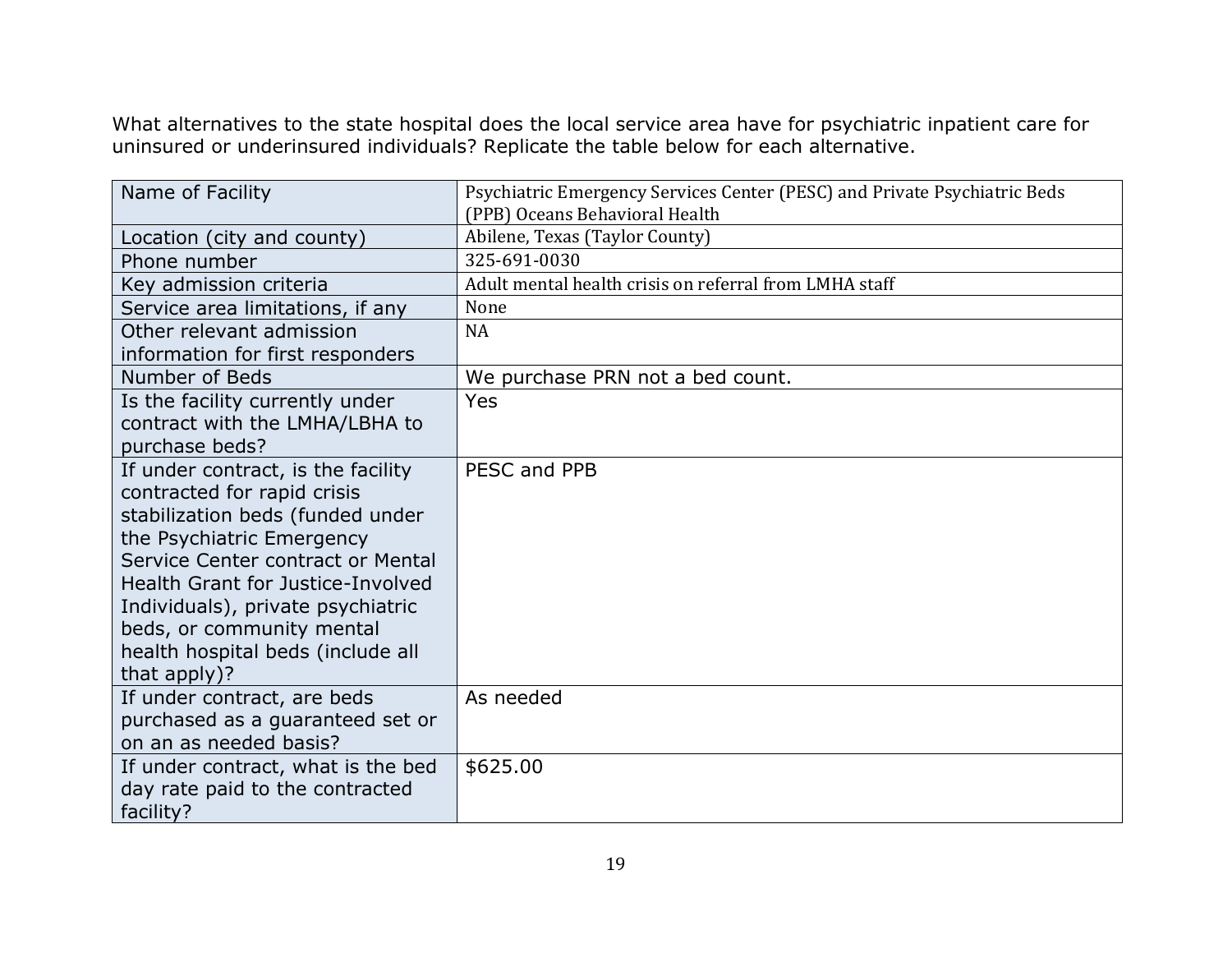What alternatives to the state hospital does the local service area have for psychiatric inpatient care for uninsured or underinsured individuals? Replicate the table below for each alternative.

| Name of Facility | Psychiatric Emergency Services Center (PESC) and Private Psychiatric Beds (PPB) Oceans Behavioral Health |
|---|---|
| Location (city and county) | Abilene, Texas (Taylor County) |
| Phone number | 325-691-0030 |
| Key admission criteria | Adult mental health crisis on referral from LMHA staff |
| Service area limitations, if any | None |
| Other relevant admission information for first responders | NA |
| Number of Beds | We purchase PRN not a bed count. |
| Is the facility currently under contract with the LMHA/LBHA to purchase beds? | Yes |
| If under contract, is the facility contracted for rapid crisis stabilization beds (funded under the Psychiatric Emergency Service Center contract or Mental Health Grant for Justice-Involved Individuals), private psychiatric beds, or community mental health hospital beds (include all that apply)? | PESC and PPB |
| If under contract, are beds purchased as a guaranteed set or on an as needed basis? | As needed |
| If under contract, what is the bed day rate paid to the contracted facility? | $625.00 |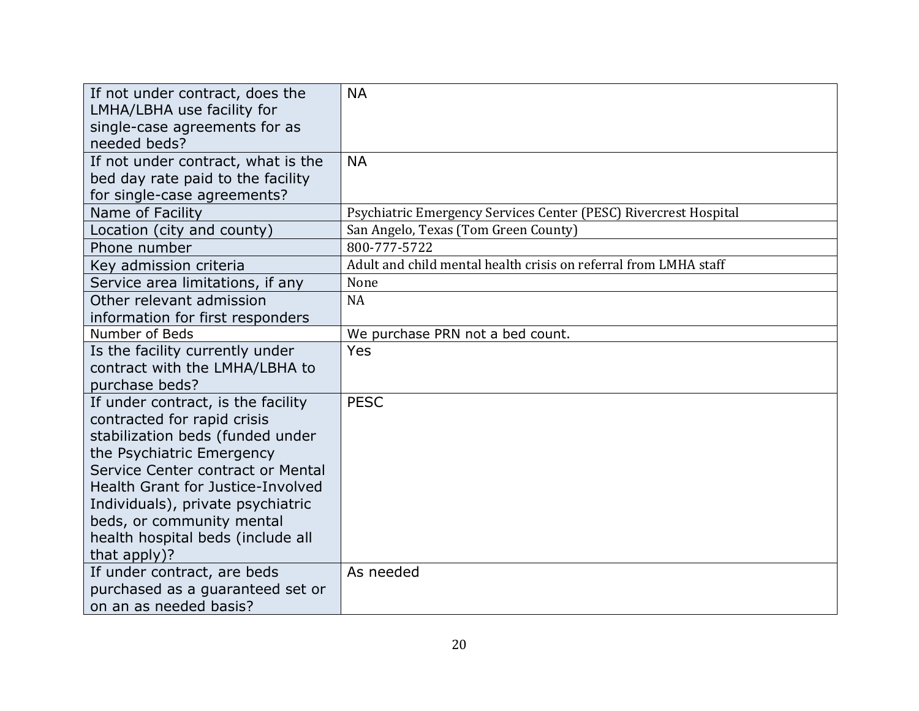| | |
|---|---|
| If not under contract, does the LMHA/LBHA use facility for single-case agreements for as needed beds? | NA |
| If not under contract, what is the bed day rate paid to the facility for single-case agreements? | NA |
| Name of Facility | Psychiatric Emergency Services Center (PESC) Rivercrest Hospital |
| Location (city and county) | San Angelo, Texas (Tom Green County) |
| Phone number | 800-777-5722 |
| Key admission criteria | Adult and child mental health crisis on referral from LMHA staff |
| Service area limitations, if any | None |
| Other relevant admission information for first responders | NA |
| Number of Beds | We purchase PRN not a bed count. |
| Is the facility currently under contract with the LMHA/LBHA to purchase beds? | Yes |
| If under contract, is the facility contracted for rapid crisis stabilization beds (funded under the Psychiatric Emergency Service Center contract or Mental Health Grant for Justice-Involved Individuals), private psychiatric beds, or community mental health hospital beds (include all that apply)? | PESC |
| If under contract, are beds purchased as a guaranteed set or on an as needed basis? | As needed |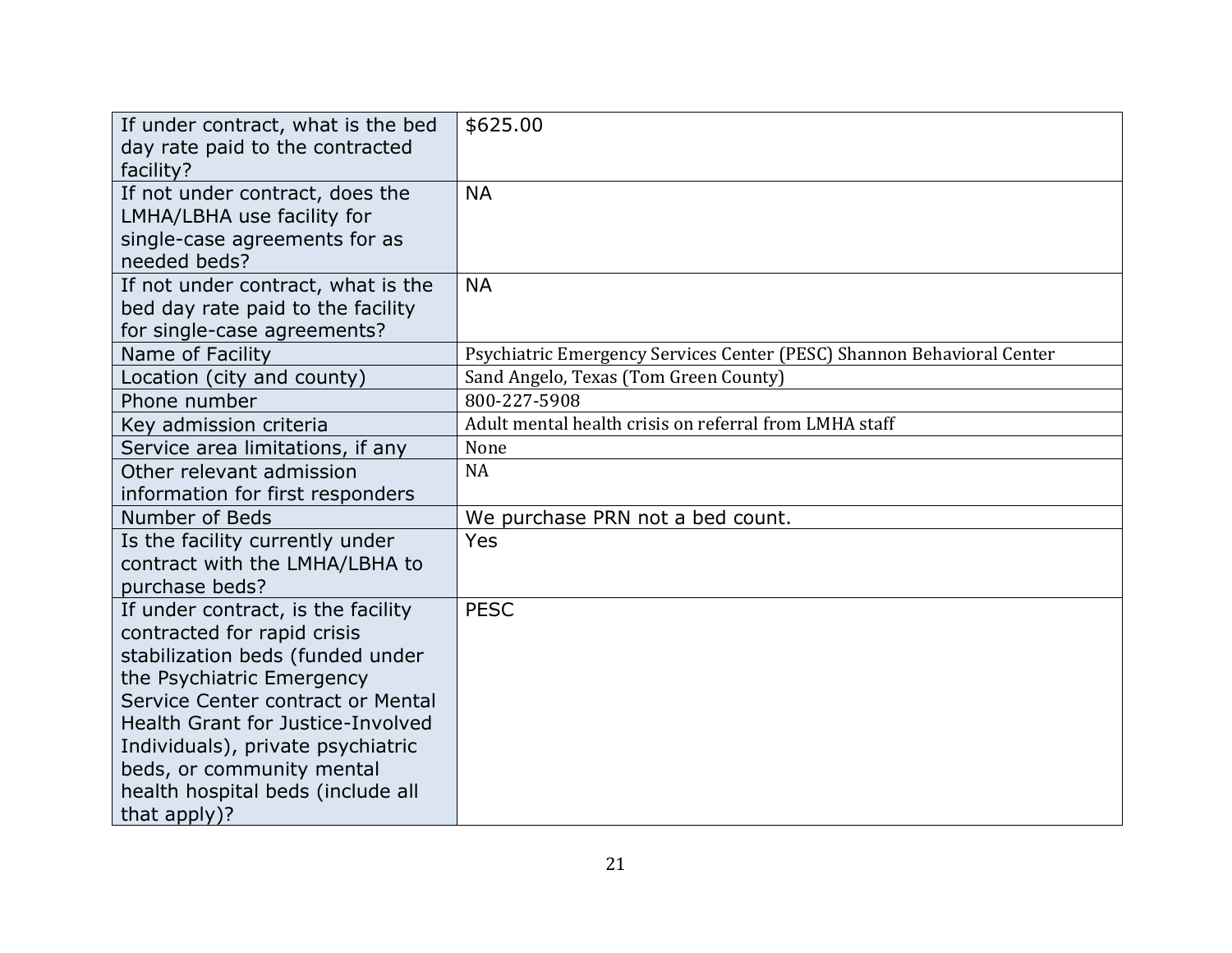| | |
|---|---|
| If under contract, what is the bed day rate paid to the contracted facility? | $625.00 |
| If not under contract, does the LMHA/LBHA use facility for single-case agreements for as needed beds? | NA |
| If not under contract, what is the bed day rate paid to the facility for single-case agreements? | NA |
| Name of Facility | Psychiatric Emergency Services Center (PESC) Shannon Behavioral Center |
| Location (city and county) | Sand Angelo, Texas (Tom Green County) |
| Phone number | 800-227-5908 |
| Key admission criteria | Adult mental health crisis on referral from LMHA staff |
| Service area limitations, if any | None |
| Other relevant admission information for first responders | NA |
| Number of Beds | We purchase PRN not a bed count. |
| Is the facility currently under contract with the LMHA/LBHA to purchase beds? | Yes |
| If under contract, is the facility contracted for rapid crisis stabilization beds (funded under the Psychiatric Emergency Service Center contract or Mental Health Grant for Justice-Involved Individuals), private psychiatric beds, or community mental health hospital beds (include all that apply)? | PESC |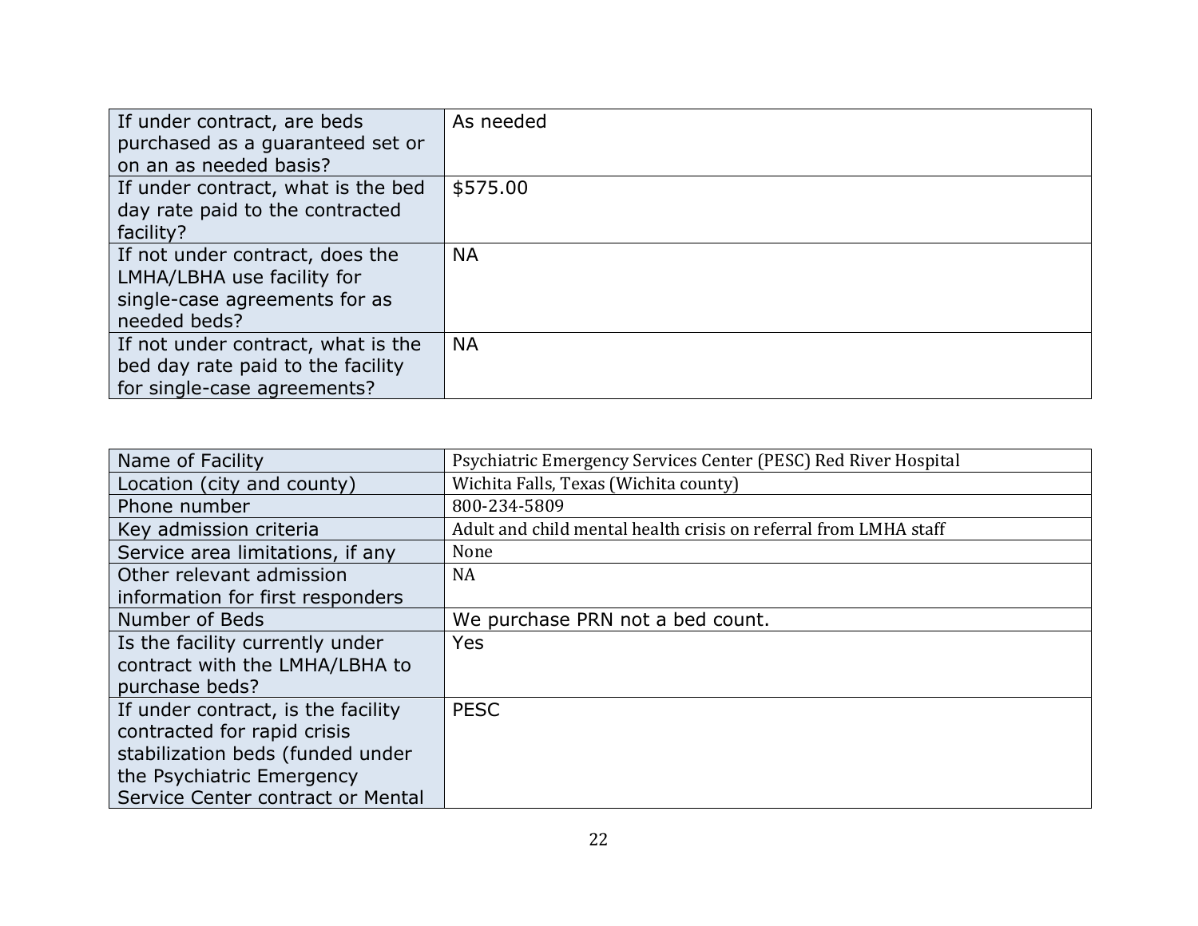| | |
|---|---|
| If under contract, are beds purchased as a guaranteed set or on an as needed basis? | As needed |
| If under contract, what is the bed day rate paid to the contracted facility? | $575.00 |
| If not under contract, does the LMHA/LBHA use facility for single-case agreements for as needed beds? | NA |
| If not under contract, what is the bed day rate paid to the facility for single-case agreements? | NA |

| | |
|---|---|
| Name of Facility | Psychiatric Emergency Services Center (PESC) Red River Hospital |
| Location (city and county) | Wichita Falls, Texas (Wichita county) |
| Phone number | 800-234-5809 |
| Key admission criteria | Adult and child mental health crisis on referral from LMHA staff |
| Service area limitations, if any | None |
| Other relevant admission information for first responders | NA |
| Number of Beds | We purchase PRN not a bed count. |
| Is the facility currently under contract with the LMHA/LBHA to purchase beds? | Yes |
| If under contract, is the facility contracted for rapid crisis stabilization beds (funded under the Psychiatric Emergency Service Center contract or Mental | PESC |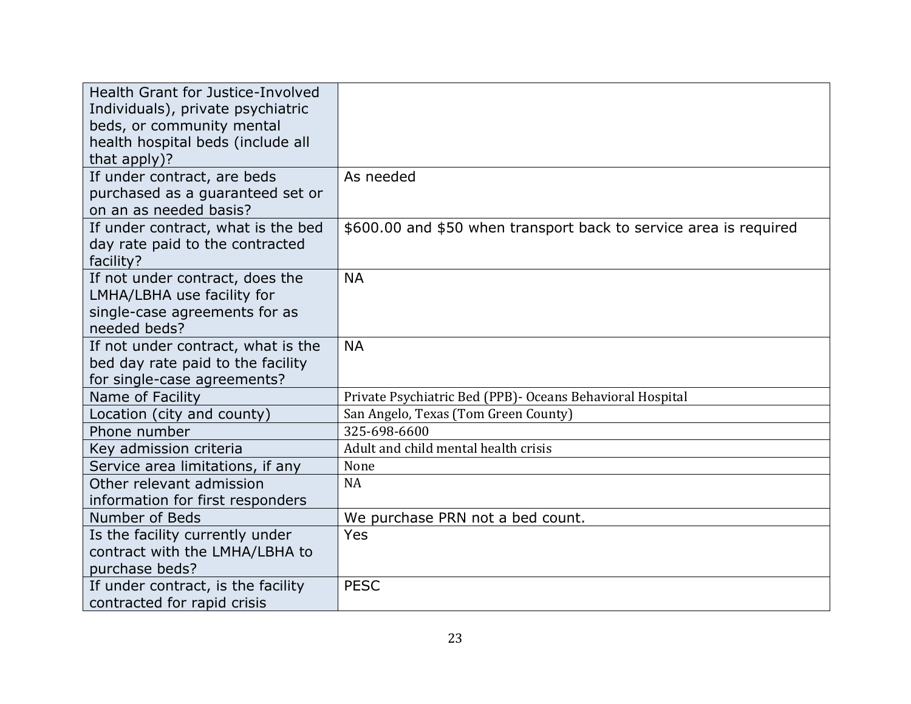| | |
|---|---|
| Health Grant for Justice-Involved Individuals), private psychiatric beds, or community mental health hospital beds (include all that apply)? | |
| If under contract, are beds purchased as a guaranteed set or on an as needed basis? | As needed |
| If under contract, what is the bed day rate paid to the contracted facility? | $600.00 and $50 when transport back to service area is required |
| If not under contract, does the LMHA/LBHA use facility for single-case agreements for as needed beds? | NA |
| If not under contract, what is the bed day rate paid to the facility for single-case agreements? | NA |
| Name of Facility | Private Psychiatric Bed (PPB)- Oceans Behavioral Hospital |
| Location (city and county) | San Angelo, Texas (Tom Green County) |
| Phone number | 325-698-6600 |
| Key admission criteria | Adult and child mental health crisis |
| Service area limitations, if any | None |
| Other relevant admission information for first responders | NA |
| Number of Beds | We purchase PRN not a bed count. |
| Is the facility currently under contract with the LMHA/LBHA to purchase beds? | Yes |
| If under contract, is the facility contracted for rapid crisis | PESC |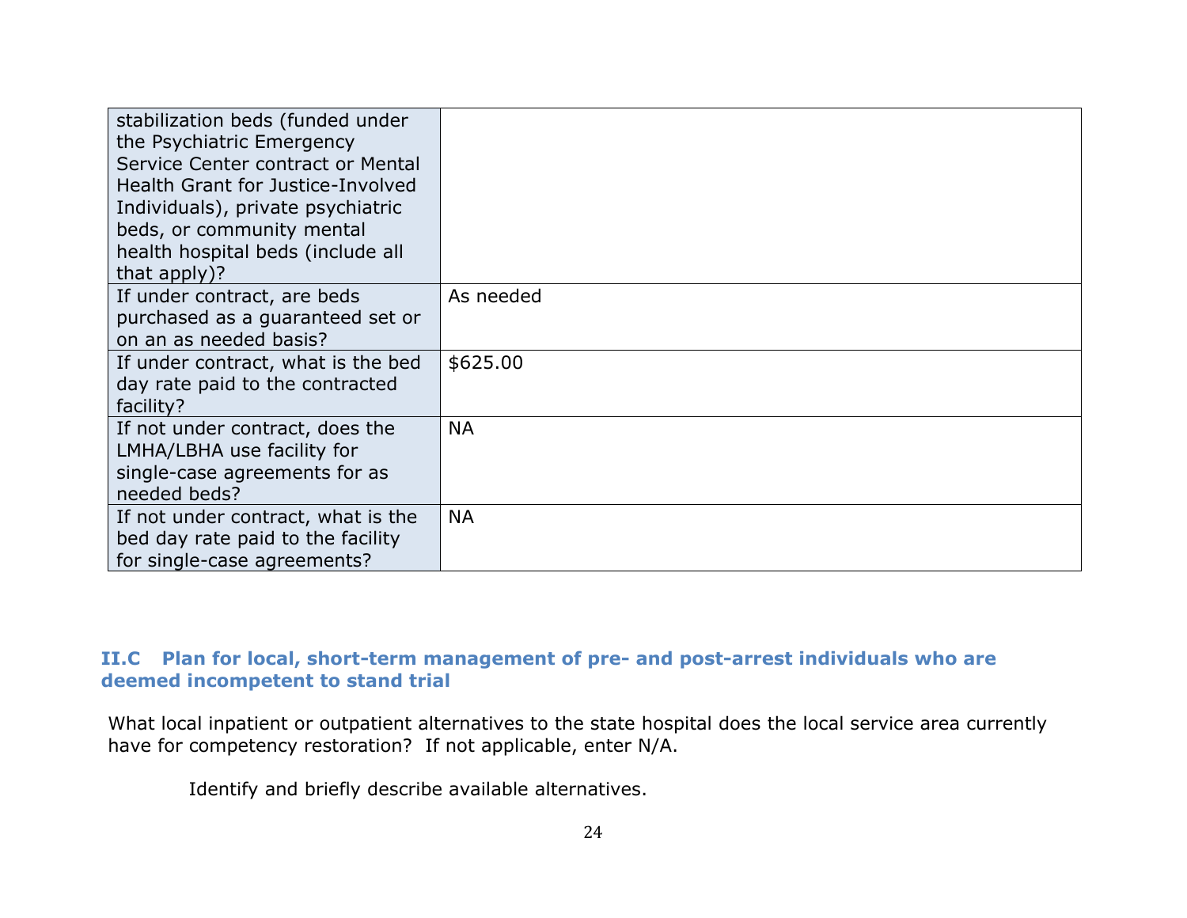| | |
|---|---|
| stabilization beds (funded under the Psychiatric Emergency Service Center contract or Mental Health Grant for Justice-Involved Individuals), private psychiatric beds, or community mental health hospital beds (include all that apply)? | |
| If under contract, are beds purchased as a guaranteed set or on an as needed basis? | As needed |
| If under contract, what is the bed day rate paid to the contracted facility? | $625.00 |
| If not under contract, does the LMHA/LBHA use facility for single-case agreements for as needed beds? | NA |
| If not under contract, what is the bed day rate paid to the facility for single-case agreements? | NA |

## II.C Plan for local, short-term management of pre- and post-arrest individuals who are deemed incompetent to stand trial

What local inpatient or outpatient alternatives to the state hospital does the local service area currently have for competency restoration? If not applicable, enter N/A.

Identify and briefly describe available alternatives.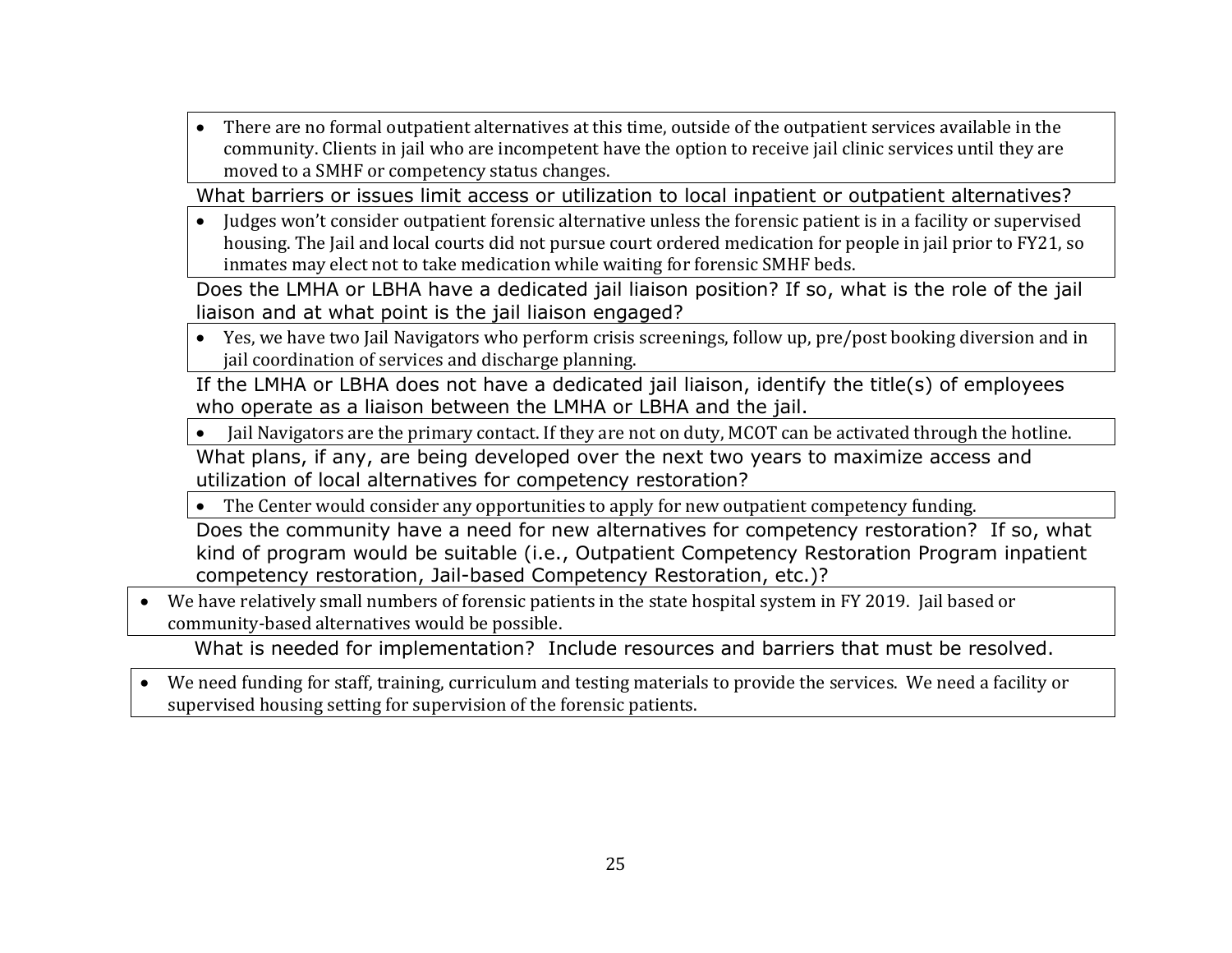- There are no formal outpatient alternatives at this time, outside of the outpatient services available in the community. Clients in jail who are incompetent have the option to receive jail clinic services until they are moved to a SMHF or competency status changes.

What barriers or issues limit access or utilization to local inpatient or outpatient alternatives?

- Judges won't consider outpatient forensic alternative unless the forensic patient is in a facility or supervised housing. The Jail and local courts did not pursue court ordered medication for people in jail prior to FY21, so inmates may elect not to take medication while waiting for forensic SMHF beds.

Does the LMHA or LBHA have a dedicated jail liaison position? If so, what is the role of the jail liaison and at what point is the jail liaison engaged?

- Yes, we have two Jail Navigators who perform crisis screenings, follow up, pre/post booking diversion and in jail coordination of services and discharge planning.

If the LMHA or LBHA does not have a dedicated jail liaison, identify the title(s) of employees who operate as a liaison between the LMHA or LBHA and the jail.

- Jail Navigators are the primary contact. If they are not on duty, MCOT can be activated through the hotline.

What plans, if any, are being developed over the next two years to maximize access and utilization of local alternatives for competency restoration?

- The Center would consider any opportunities to apply for new outpatient competency funding.

Does the community have a need for new alternatives for competency restoration? If so, what kind of program would be suitable (i.e., Outpatient Competency Restoration Program inpatient competency restoration, Jail-based Competency Restoration, etc.)?

- We have relatively small numbers of forensic patients in the state hospital system in FY 2019. Jail based or community-based alternatives would be possible.

What is needed for implementation? Include resources and barriers that must be resolved.

- We need funding for staff, training, curriculum and testing materials to provide the services. We need a facility or supervised housing setting for supervision of the forensic patients.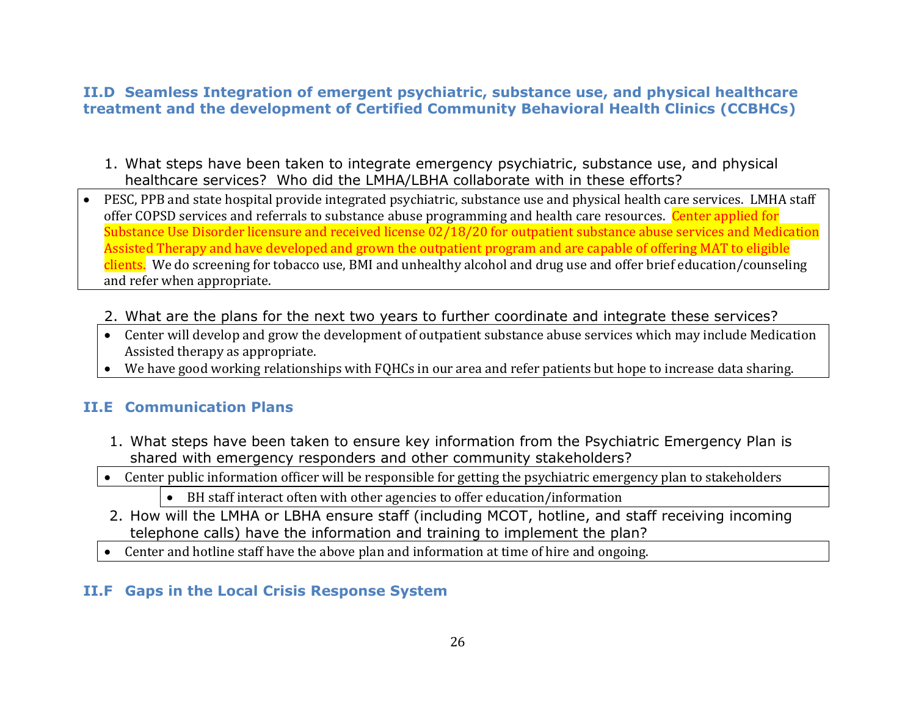## II.D Seamless Integration of emergent psychiatric, substance use, and physical healthcare treatment and the development of Certified Community Behavioral Health Clinics (CCBHCs)

1. What steps have been taken to integrate emergency psychiatric, substance use, and physical healthcare services? Who did the LMHA/LBHA collaborate with in these efforts?

- PESC, PPB and state hospital provide integrated psychiatric, substance use and physical health care services. LMHA staff offer COPSD services and referrals to substance abuse programming and health care resources. Center applied for Substance Use Disorder licensure and received license 02/18/20 for outpatient substance abuse services and Medication Assisted Therapy and have developed and grown the outpatient program and are capable of offering MAT to eligible clients. We do screening for tobacco use, BMI and unhealthy alcohol and drug use and offer brief education/counseling and refer when appropriate.

2. What are the plans for the next two years to further coordinate and integrate these services?

- Center will develop and grow the development of outpatient substance abuse services which may include Medication Assisted therapy as appropriate.
- We have good working relationships with FQHCs in our area and refer patients but hope to increase data sharing.

## II.E Communication Plans

1. What steps have been taken to ensure key information from the Psychiatric Emergency Plan is shared with emergency responders and other community stakeholders?

- Center public information officer will be responsible for getting the psychiatric emergency plan to stakeholders
  - BH staff interact often with other agencies to offer education/information

2. How will the LMHA or LBHA ensure staff (including MCOT, hotline, and staff receiving incoming telephone calls) have the information and training to implement the plan?

- Center and hotline staff have the above plan and information at time of hire and ongoing.

## II.F Gaps in the Local Crisis Response System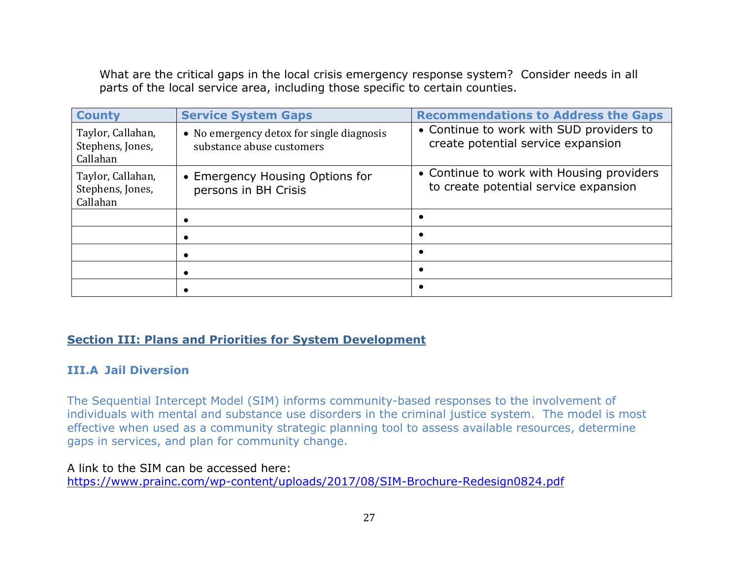What are the critical gaps in the local crisis emergency response system? Consider needs in all parts of the local service area, including those specific to certain counties.

| County | Service System Gaps | Recommendations to Address the Gaps |
|---|---|---|
| Taylor, Callahan, Stephens, Jones, Callahan | • No emergency detox for single diagnosis substance abuse customers | • Continue to work with SUD providers to create potential service expansion |
| Taylor, Callahan, Stephens, Jones, Callahan | • Emergency Housing Options for persons in BH Crisis | • Continue to work with Housing providers to create potential service expansion |
| | • | • |
| | • | • |
| | • | • |
| | • | • |
| | • | • |

## Section III: Plans and Priorities for System Development

### III.A Jail Diversion

The Sequential Intercept Model (SIM) informs community-based responses to the involvement of individuals with mental and substance use disorders in the criminal justice system. The model is most effective when used as a community strategic planning tool to assess available resources, determine gaps in services, and plan for community change.

A link to the SIM can be accessed here:
https://www.prainc.com/wp-content/uploads/2017/08/SIM-Brochure-Redesign0824.pdf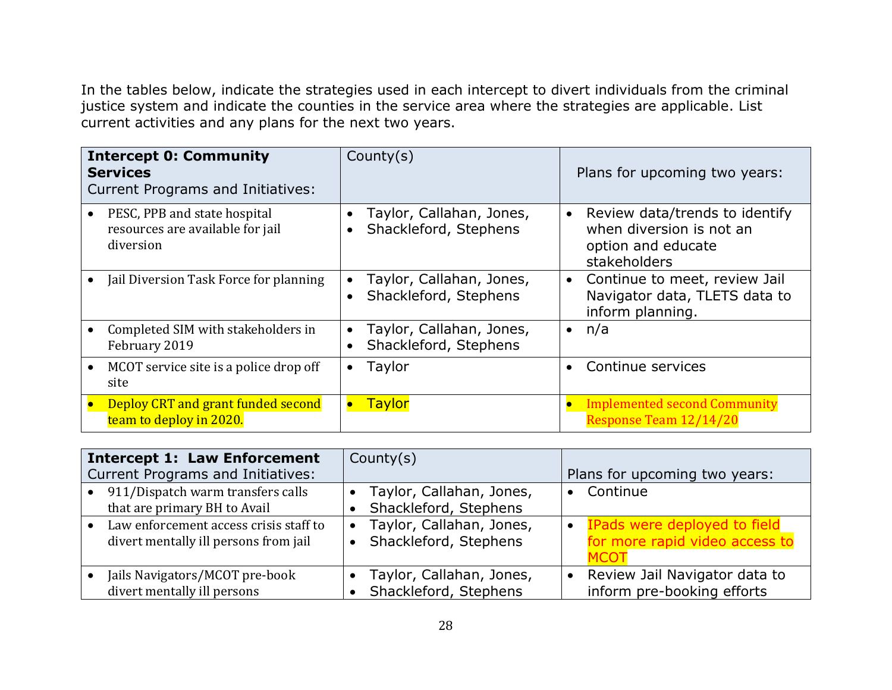In the tables below, indicate the strategies used in each intercept to divert individuals from the criminal justice system and indicate the counties in the service area where the strategies are applicable. List current activities and any plans for the next two years.

| **Intercept 0: Community Services** Current Programs and Initiatives: | County(s) | Plans for upcoming two years: |
|---|---|---|
| • PESC, PPB and state hospital resources are available for jail diversion | • Taylor, Callahan, Jones, • Shackleford, Stephens | • Review data/trends to identify when diversion is not an option and educate stakeholders |
| • Jail Diversion Task Force for planning | • Taylor, Callahan, Jones, • Shackleford, Stephens | • Continue to meet, review Jail Navigator data, TLETS data to inform planning. |
| • Completed SIM with stakeholders in February 2019 | • Taylor, Callahan, Jones, • Shackleford, Stephens | • n/a |
| • MCOT service site is a police drop off site | • Taylor | • Continue services |
| • Deploy CRT and grant funded second team to deploy in 2020. | • Taylor | • Implemented second Community Response Team 12/14/20 |

| **Intercept 1: Law Enforcement** Current Programs and Initiatives: | County(s) | Plans for upcoming two years: |
|---|---|---|
| • 911/Dispatch warm transfers calls that are primary BH to Avail | • Taylor, Callahan, Jones, • Shackleford, Stephens | • Continue |
| • Law enforcement access crisis staff to divert mentally ill persons from jail | • Taylor, Callahan, Jones, • Shackleford, Stephens | • IPads were deployed to field for more rapid video access to MCOT |
| • Jails Navigators/MCOT pre-book divert mentally ill persons | • Taylor, Callahan, Jones, • Shackleford, Stephens | • Review Jail Navigator data to inform pre-booking efforts |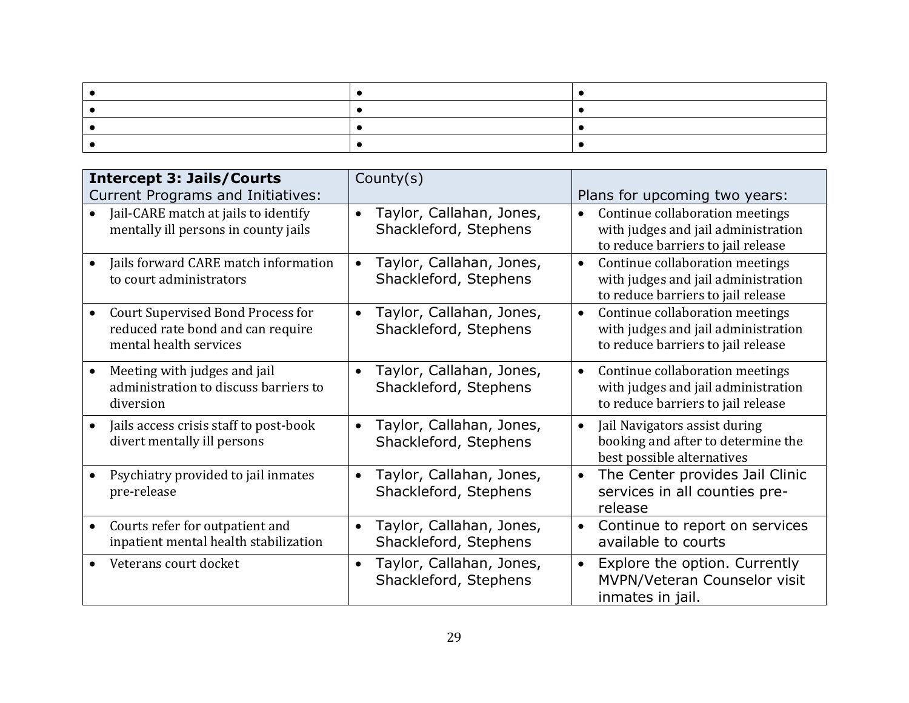| • | • | • |
|---|---|---|
| • | • | • |
| • | • | • |
| • | • | • |

| **Intercept 3: Jails/Courts** Current Programs and Initiatives: | County(s) | Plans for upcoming two years: |
|---|---|---|
| • Jail-CARE match at jails to identify mentally ill persons in county jails | • Taylor, Callahan, Jones, Shackleford, Stephens | • Continue collaboration meetings with judges and jail administration to reduce barriers to jail release |
| • Jails forward CARE match information to court administrators | • Taylor, Callahan, Jones, Shackleford, Stephens | • Continue collaboration meetings with judges and jail administration to reduce barriers to jail release |
| • Court Supervised Bond Process for reduced rate bond and can require mental health services | • Taylor, Callahan, Jones, Shackleford, Stephens | • Continue collaboration meetings with judges and jail administration to reduce barriers to jail release |
| • Meeting with judges and jail administration to discuss barriers to diversion | • Taylor, Callahan, Jones, Shackleford, Stephens | • Continue collaboration meetings with judges and jail administration to reduce barriers to jail release |
| • Jails access crisis staff to post-book divert mentally ill persons | • Taylor, Callahan, Jones, Shackleford, Stephens | • Jail Navigators assist during booking and after to determine the best possible alternatives |
| • Psychiatry provided to jail inmates pre-release | • Taylor, Callahan, Jones, Shackleford, Stephens | • The Center provides Jail Clinic services in all counties pre-release |
| • Courts refer for outpatient and inpatient mental health stabilization | • Taylor, Callahan, Jones, Shackleford, Stephens | • Continue to report on services available to courts |
| • Veterans court docket | • Taylor, Callahan, Jones, Shackleford, Stephens | • Explore the option. Currently MVPN/Veteran Counselor visit inmates in jail. |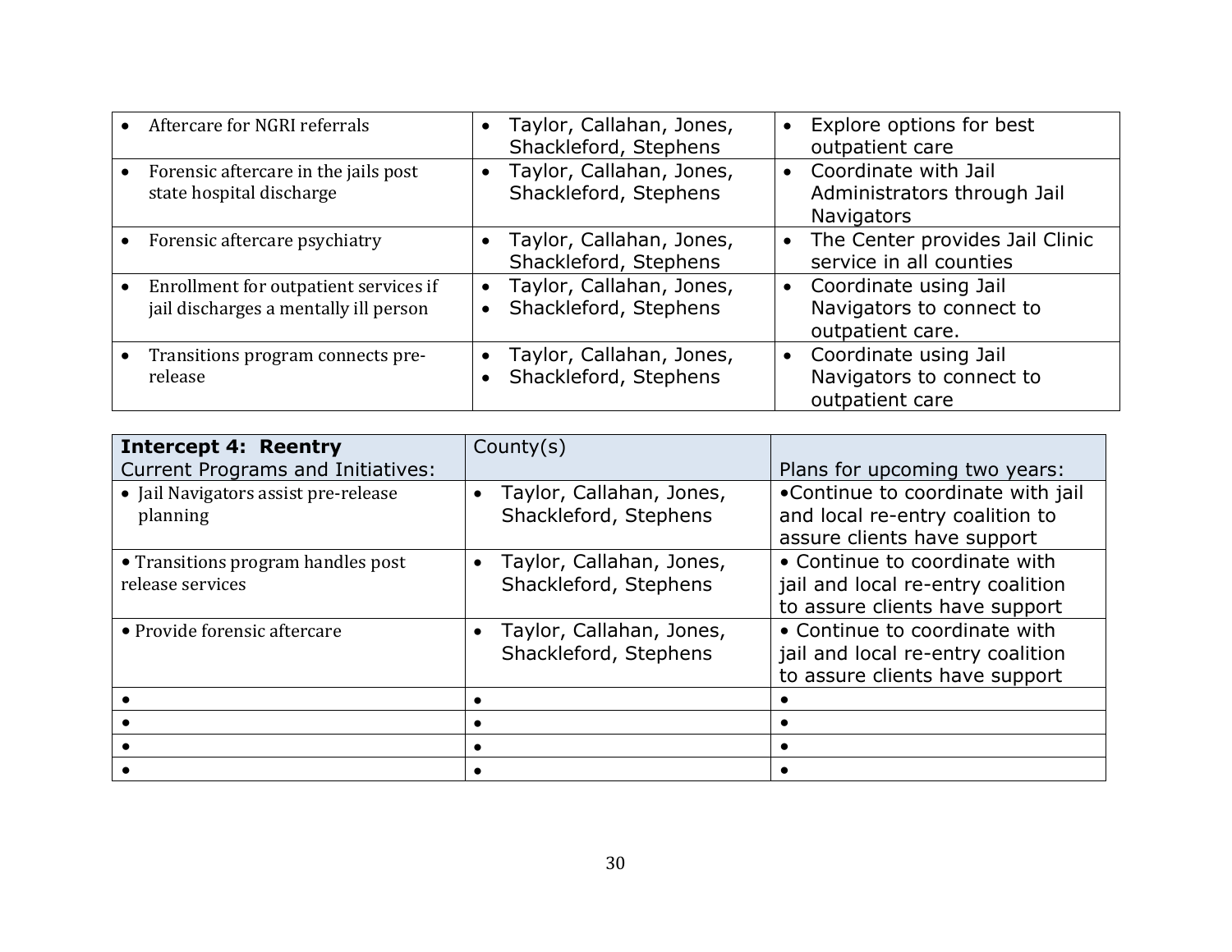| | | |
|---|---|---|
| • Aftercare for NGRI referrals | • Taylor, Callahan, Jones, Shackleford, Stephens | • Explore options for best outpatient care |
| • Forensic aftercare in the jails post state hospital discharge | • Taylor, Callahan, Jones, Shackleford, Stephens | • Coordinate with Jail Administrators through Jail Navigators |
| • Forensic aftercare psychiatry | • Taylor, Callahan, Jones, Shackleford, Stephens | • The Center provides Jail Clinic service in all counties |
| • Enrollment for outpatient services if jail discharges a mentally ill person | • Taylor, Callahan, Jones,<br>• Shackleford, Stephens | • Coordinate using Jail Navigators to connect to outpatient care. |
| • Transitions program connects pre-release | • Taylor, Callahan, Jones,<br>• Shackleford, Stephens | • Coordinate using Jail Navigators to connect to outpatient care |

| **Intercept 4: Reentry**<br>Current Programs and Initiatives: | County(s) | Plans for upcoming two years: |
|---|---|---|
| • Jail Navigators assist pre-release planning | • Taylor, Callahan, Jones, Shackleford, Stephens | •Continue to coordinate with jail and local re-entry coalition to assure clients have support |
| • Transitions program handles post release services | • Taylor, Callahan, Jones, Shackleford, Stephens | • Continue to coordinate with jail and local re-entry coalition to assure clients have support |
| • Provide forensic aftercare | • Taylor, Callahan, Jones, Shackleford, Stephens | • Continue to coordinate with jail and local re-entry coalition to assure clients have support |
| • | • | • |
| • | • | • |
| • | • | • |
| • | • | • |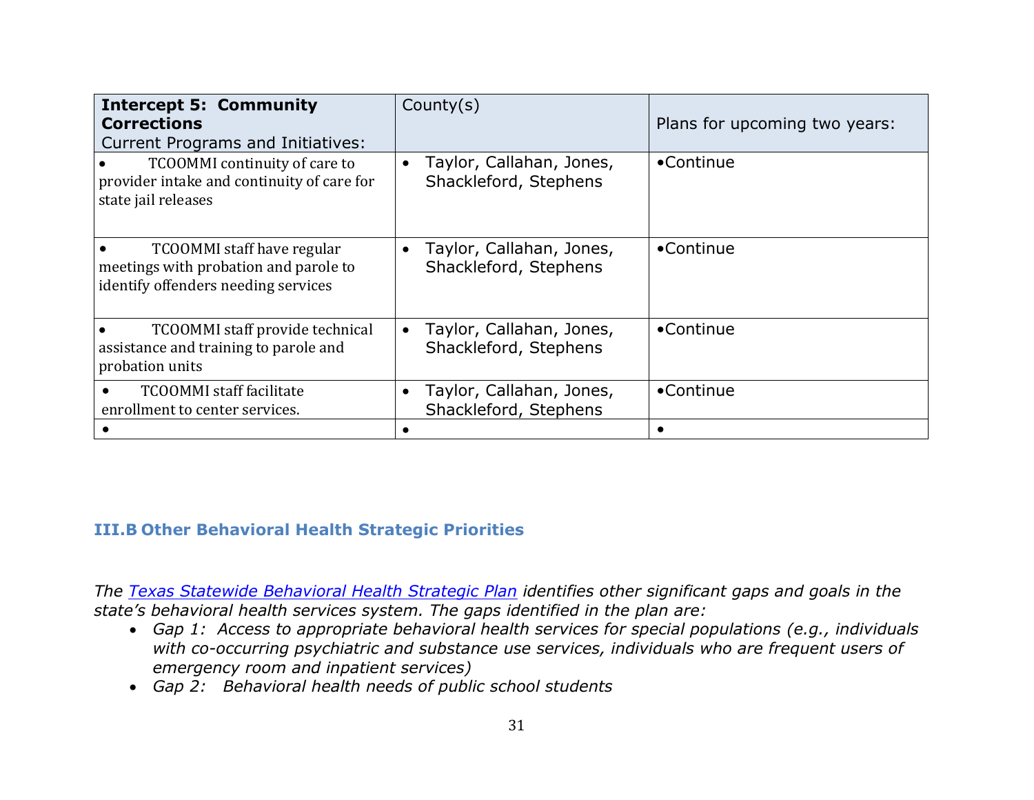| **Intercept 5: Community Corrections** Current Programs and Initiatives: | County(s) | Plans for upcoming two years: |
| --- | --- | --- |
| • TCOOMMI continuity of care to provider intake and continuity of care for state jail releases | • Taylor, Callahan, Jones, Shackleford, Stephens | •Continue |
| • TCOOMMI staff have regular meetings with probation and parole to identify offenders needing services | • Taylor, Callahan, Jones, Shackleford, Stephens | •Continue |
| • TCOOMMI staff provide technical assistance and training to parole and probation units | • Taylor, Callahan, Jones, Shackleford, Stephens | •Continue |
| • TCOOMMI staff facilitate enrollment to center services. | • Taylor, Callahan, Jones, Shackleford, Stephens | •Continue |
| • | • | • |

## III.B Other Behavioral Health Strategic Priorities

*The [Texas Statewide Behavioral Health Strategic Plan] identifies other significant gaps and goals in the state's behavioral health services system. The gaps identified in the plan are:*

- *Gap 1: Access to appropriate behavioral health services for special populations (e.g., individuals with co-occurring psychiatric and substance use services, individuals who are frequent users of emergency room and inpatient services)*
- *Gap 2: Behavioral health needs of public school students*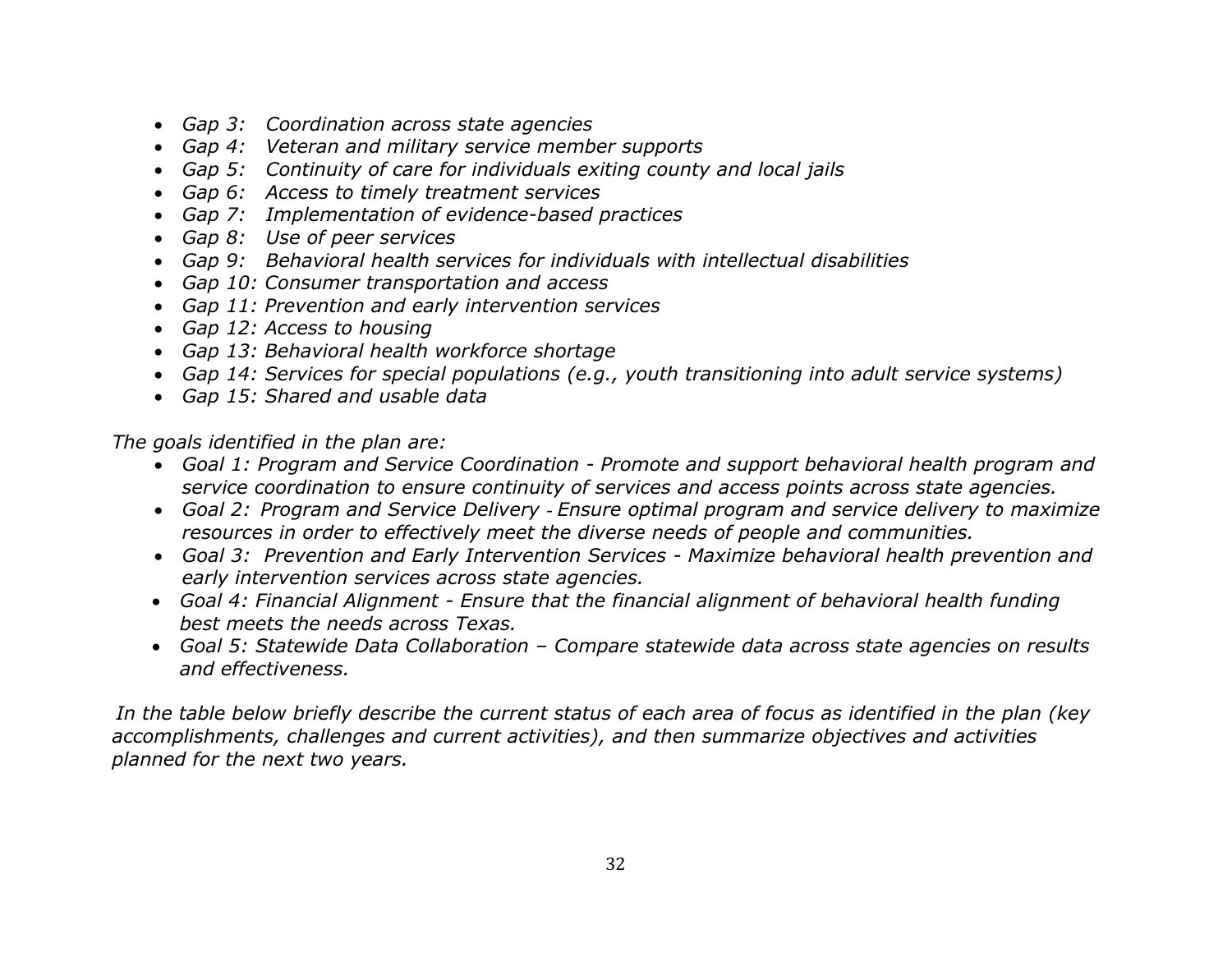- *Gap 3: Coordination across state agencies*
- *Gap 4: Veteran and military service member supports*
- *Gap 5: Continuity of care for individuals exiting county and local jails*
- *Gap 6: Access to timely treatment services*
- *Gap 7: Implementation of evidence-based practices*
- *Gap 8: Use of peer services*
- *Gap 9: Behavioral health services for individuals with intellectual disabilities*
- *Gap 10: Consumer transportation and access*
- *Gap 11: Prevention and early intervention services*
- *Gap 12: Access to housing*
- *Gap 13: Behavioral health workforce shortage*
- *Gap 14: Services for special populations (e.g., youth transitioning into adult service systems)*
- *Gap 15: Shared and usable data*

*The goals identified in the plan are:*

- *Goal 1: Program and Service Coordination - Promote and support behavioral health program and service coordination to ensure continuity of services and access points across state agencies.*
- *Goal 2: Program and Service Delivery - Ensure optimal program and service delivery to maximize resources in order to effectively meet the diverse needs of people and communities.*
- *Goal 3: Prevention and Early Intervention Services - Maximize behavioral health prevention and early intervention services across state agencies.*
- *Goal 4: Financial Alignment - Ensure that the financial alignment of behavioral health funding best meets the needs across Texas.*
- *Goal 5: Statewide Data Collaboration – Compare statewide data across state agencies on results and effectiveness.*

*In the table below briefly describe the current status of each area of focus as identified in the plan (key accomplishments, challenges and current activities), and then summarize objectives and activities planned for the next two years.*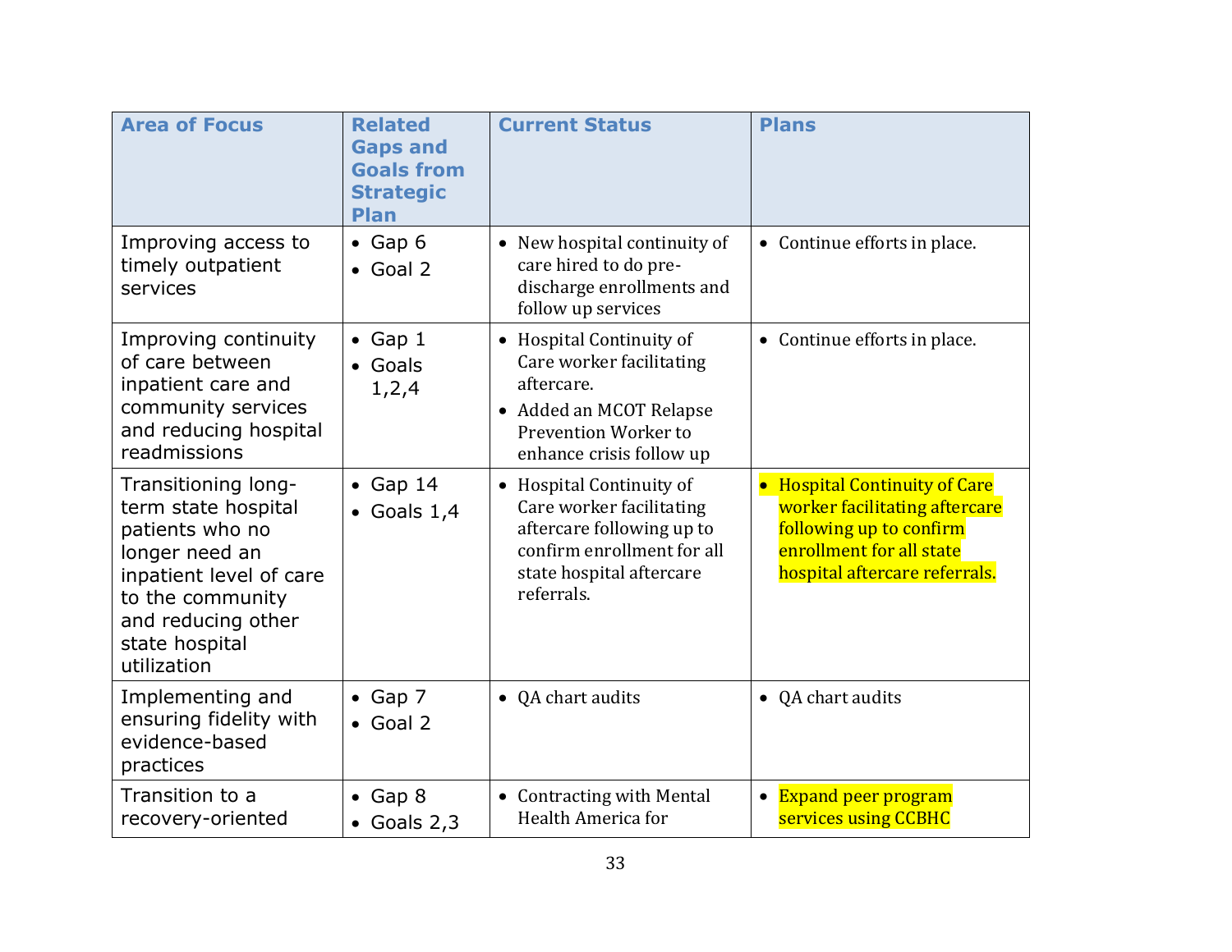| Area of Focus | Related Gaps and Goals from Strategic Plan | Current Status | Plans |
|---|---|---|---|
| Improving access to timely outpatient services | • Gap 6<br>• Goal 2 | • New hospital continuity of care hired to do pre-discharge enrollments and follow up services | • Continue efforts in place. |
| Improving continuity of care between inpatient care and community services and reducing hospital readmissions | • Gap 1<br>• Goals 1,2,4 | • Hospital Continuity of Care worker facilitating aftercare.<br>• Added an MCOT Relapse Prevention Worker to enhance crisis follow up | • Continue efforts in place. |
| Transitioning long-term state hospital patients who no longer need an inpatient level of care to the community and reducing other state hospital utilization | • Gap 14<br>• Goals 1,4 | • Hospital Continuity of Care worker facilitating aftercare following up to confirm enrollment for all state hospital aftercare referrals. | • Hospital Continuity of Care worker facilitating aftercare following up to confirm enrollment for all state hospital aftercare referrals. |
| Implementing and ensuring fidelity with evidence-based practices | • Gap 7<br>• Goal 2 | • QA chart audits | • QA chart audits |
| Transition to a recovery-oriented | • Gap 8<br>• Goals 2,3 | • Contracting with Mental Health America for | • Expand peer program services using CCBHC |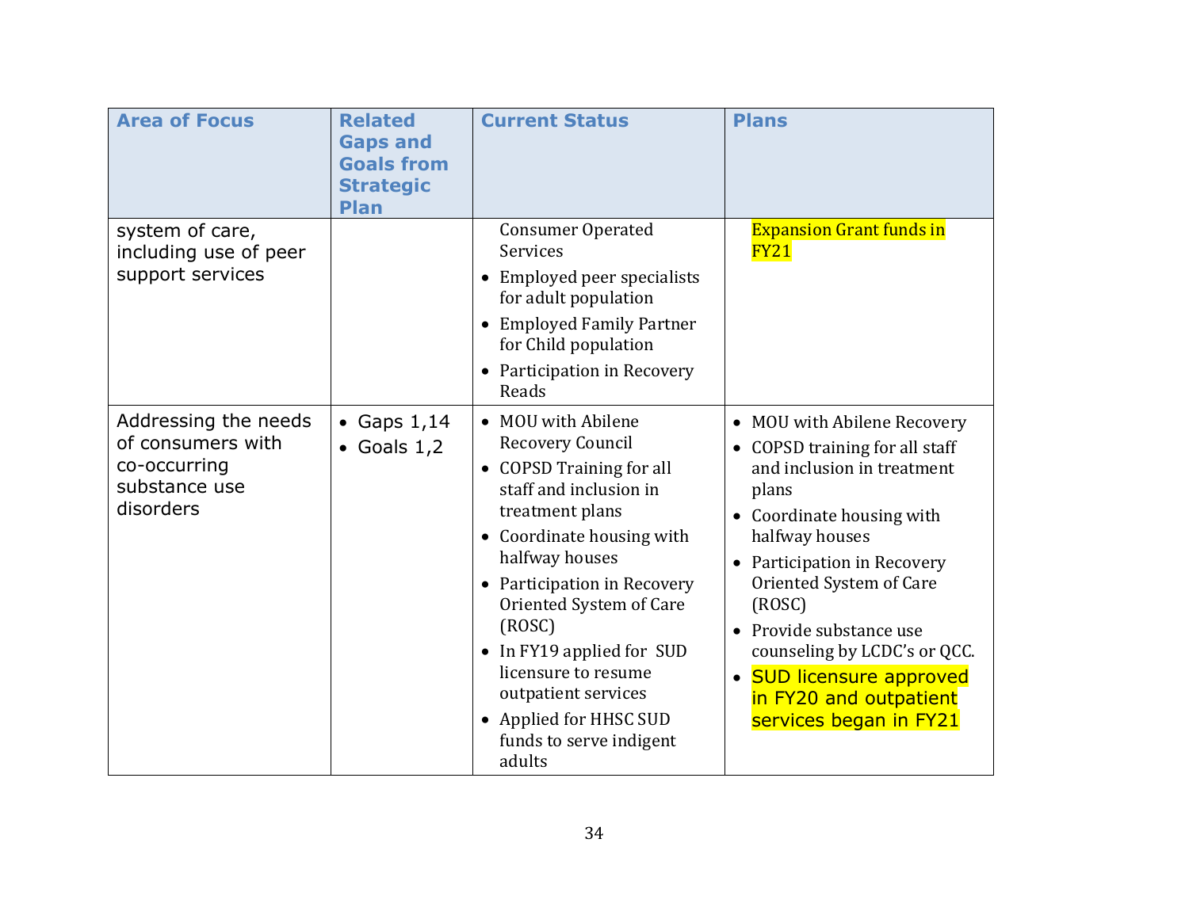| Area of Focus | Related Gaps and Goals from Strategic Plan | Current Status | Plans |
|---|---|---|---|
| system of care, including use of peer support services | | Consumer Operated Services<br>• Employed peer specialists for adult population<br>• Employed Family Partner for Child population<br>• Participation in Recovery Reads | Expansion Grant funds in FY21 |
| Addressing the needs of consumers with co-occurring substance use disorders | • Gaps 1,14<br>• Goals 1,2 | • MOU with Abilene Recovery Council<br>• COPSD Training for all staff and inclusion in treatment plans<br>• Coordinate housing with halfway houses<br>• Participation in Recovery Oriented System of Care (ROSC)<br>• In FY19 applied for SUD licensure to resume outpatient services<br>• Applied for HHSC SUD funds to serve indigent adults | • MOU with Abilene Recovery<br>• COPSD training for all staff and inclusion in treatment plans<br>• Coordinate housing with halfway houses<br>• Participation in Recovery Oriented System of Care (ROSC)<br>• Provide substance use counseling by LCDC's or QCC.<br>• SUD licensure approved in FY20 and outpatient services began in FY21 |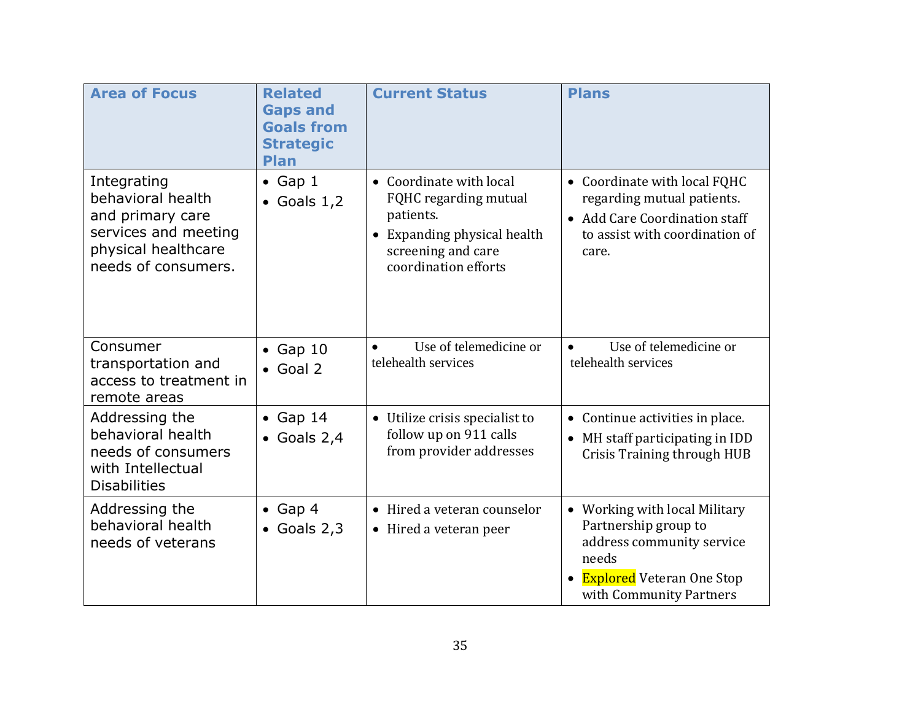| Area of Focus | Related Gaps and Goals from Strategic Plan | Current Status | Plans |
|---|---|---|---|
| Integrating behavioral health and primary care services and meeting physical healthcare needs of consumers. | • Gap 1<br>• Goals 1,2 | • Coordinate with local FQHC regarding mutual patients.<br>• Expanding physical health screening and care coordination efforts | • Coordinate with local FQHC regarding mutual patients.<br>• Add Care Coordination staff to assist with coordination of care. |
| Consumer transportation and access to treatment in remote areas | • Gap 10<br>• Goal 2 | • Use of telemedicine or telehealth services | • Use of telemedicine or telehealth services |
| Addressing the behavioral health needs of consumers with Intellectual Disabilities | • Gap 14<br>• Goals 2,4 | • Utilize crisis specialist to follow up on 911 calls from provider addresses | • Continue activities in place.<br>• MH staff participating in IDD Crisis Training through HUB |
| Addressing the behavioral health needs of veterans | • Gap 4<br>• Goals 2,3 | • Hired a veteran counselor<br>• Hired a veteran peer | • Working with local Military Partnership group to address community service needs<br>• Explored Veteran One Stop with Community Partners |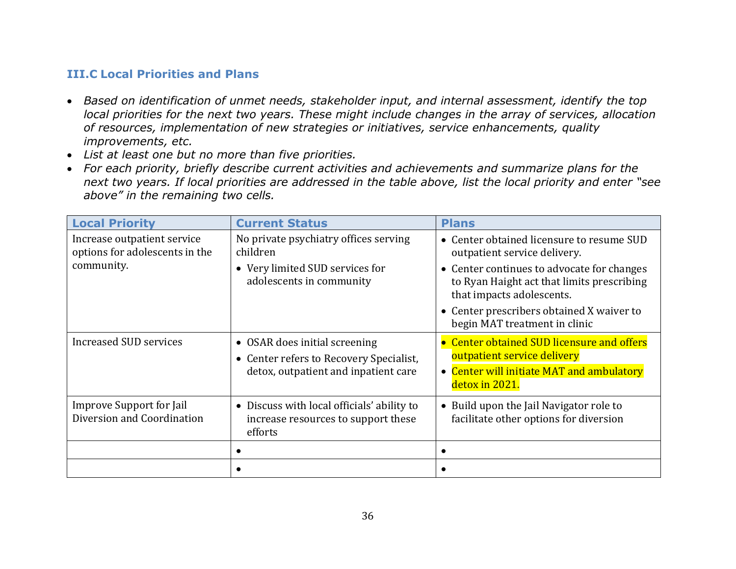### III.C Local Priorities and Plans

- *Based on identification of unmet needs, stakeholder input, and internal assessment, identify the top local priorities for the next two years. These might include changes in the array of services, allocation of resources, implementation of new strategies or initiatives, service enhancements, quality improvements, etc.*
- *List at least one but no more than five priorities.*
- *For each priority, briefly describe current activities and achievements and summarize plans for the next two years. If local priorities are addressed in the table above, list the local priority and enter "see above" in the remaining two cells.*

| Local Priority | Current Status | Plans |
|---|---|---|
| Increase outpatient service options for adolescents in the community. | No private psychiatry offices serving children<br>• Very limited SUD services for adolescents in community | • Center obtained licensure to resume SUD outpatient service delivery.<br>• Center continues to advocate for changes to Ryan Haight act that limits prescribing that impacts adolescents.<br>• Center prescribers obtained X waiver to begin MAT treatment in clinic |
| Increased SUD services | • OSAR does initial screening<br>• Center refers to Recovery Specialist, detox, outpatient and inpatient care | • Center obtained SUD licensure and offers outpatient service delivery<br>• Center will initiate MAT and ambulatory detox in 2021. |
| Improve Support for Jail Diversion and Coordination | • Discuss with local officials' ability to increase resources to support these efforts | • Build upon the Jail Navigator role to facilitate other options for diversion |
| | • | • |
| | • | • |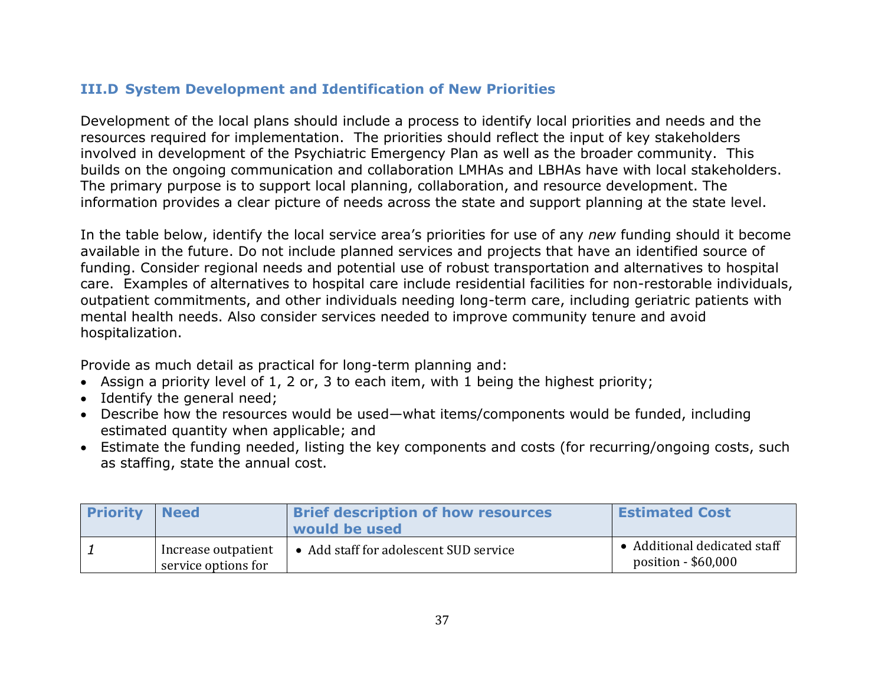### III.D System Development and Identification of New Priorities

Development of the local plans should include a process to identify local priorities and needs and the resources required for implementation. The priorities should reflect the input of key stakeholders involved in development of the Psychiatric Emergency Plan as well as the broader community. This builds on the ongoing communication and collaboration LMHAs and LBHAs have with local stakeholders. The primary purpose is to support local planning, collaboration, and resource development. The information provides a clear picture of needs across the state and support planning at the state level.

In the table below, identify the local service area's priorities for use of any *new* funding should it become available in the future. Do not include planned services and projects that have an identified source of funding. Consider regional needs and potential use of robust transportation and alternatives to hospital care. Examples of alternatives to hospital care include residential facilities for non-restorable individuals, outpatient commitments, and other individuals needing long-term care, including geriatric patients with mental health needs. Also consider services needed to improve community tenure and avoid hospitalization.

Provide as much detail as practical for long-term planning and:

- Assign a priority level of 1, 2 or, 3 to each item, with 1 being the highest priority;
- Identify the general need;
- Describe how the resources would be used—what items/components would be funded, including estimated quantity when applicable; and
- Estimate the funding needed, listing the key components and costs (for recurring/ongoing costs, such as staffing, state the annual cost.

| Priority | Need | Brief description of how resources would be used | Estimated Cost |
|---|---|---|---|
| *1* | Increase outpatient service options for | • Add staff for adolescent SUD service | • Additional dedicated staff position - $60,000 |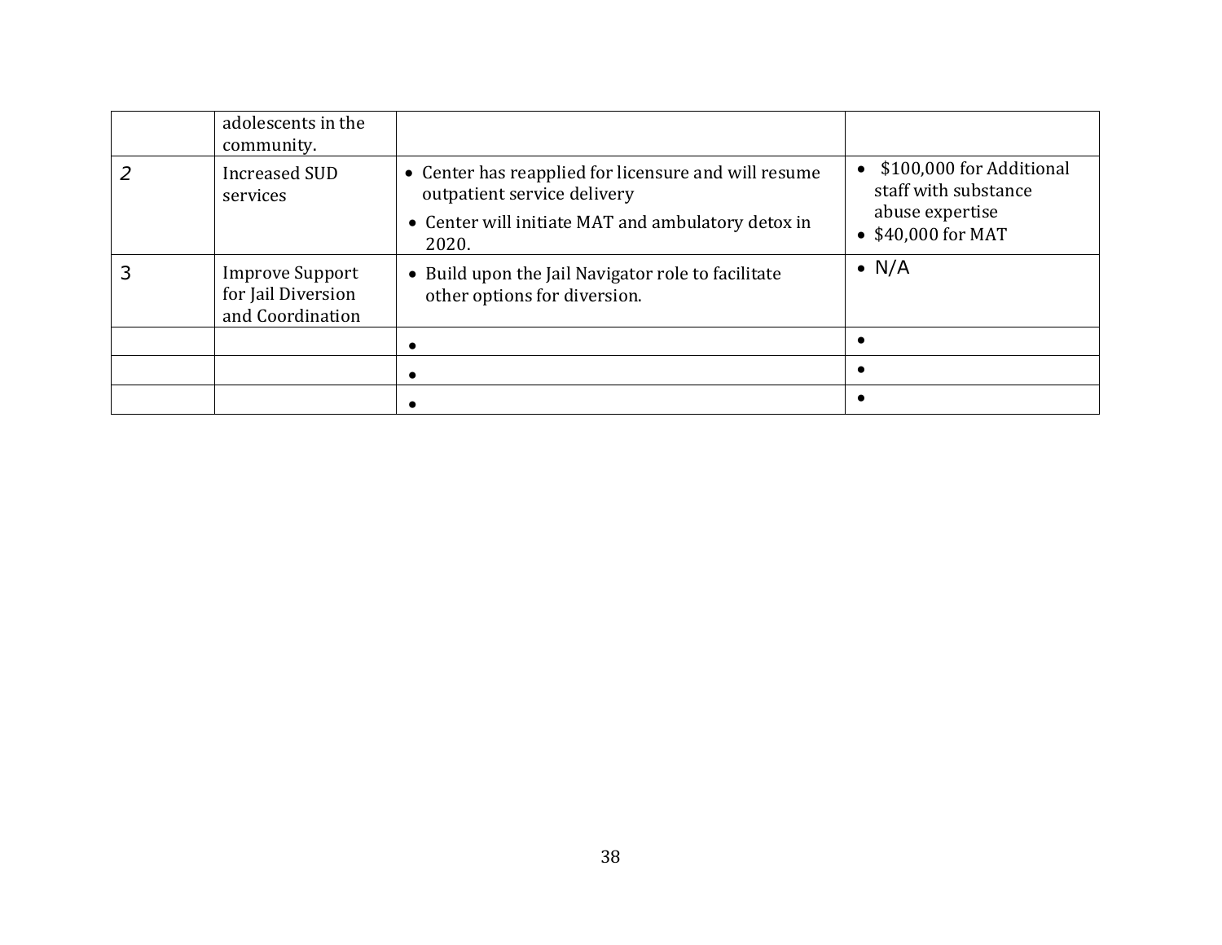|  |  |  |  |
| --- | --- | --- | --- |
|  | adolescents in the community. |  |  |
| 2 | Increased SUD services | • Center has reapplied for licensure and will resume outpatient service delivery<br>• Center will initiate MAT and ambulatory detox in 2020. | • $100,000 for Additional staff with substance abuse expertise<br>• $40,000 for MAT |
| 3 | Improve Support for Jail Diversion and Coordination | • Build upon the Jail Navigator role to facilitate other options for diversion. | • N/A |
|  |  | • | • |
|  |  | • | • |
|  |  | • | • |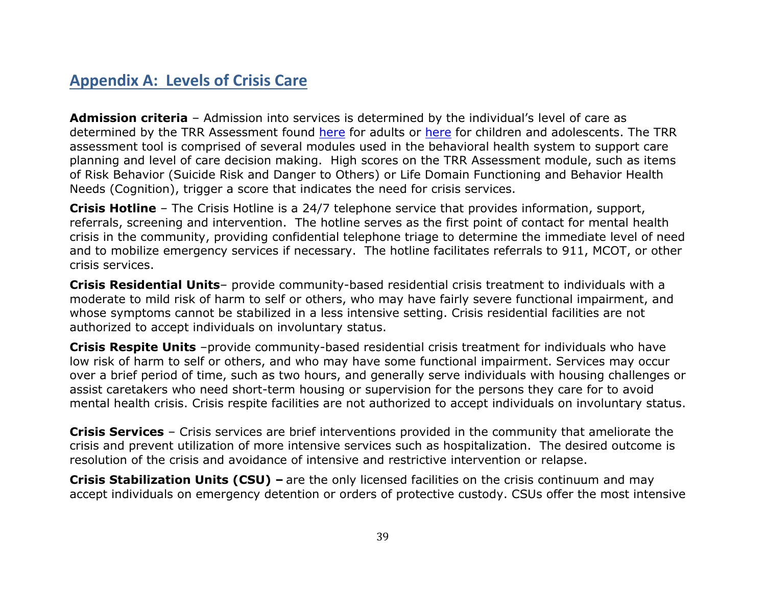## Appendix A: Levels of Crisis Care

**Admission criteria** – Admission into services is determined by the individual's level of care as determined by the TRR Assessment found here for adults or here for children and adolescents. The TRR assessment tool is comprised of several modules used in the behavioral health system to support care planning and level of care decision making. High scores on the TRR Assessment module, such as items of Risk Behavior (Suicide Risk and Danger to Others) or Life Domain Functioning and Behavior Health Needs (Cognition), trigger a score that indicates the need for crisis services.

**Crisis Hotline** – The Crisis Hotline is a 24/7 telephone service that provides information, support, referrals, screening and intervention. The hotline serves as the first point of contact for mental health crisis in the community, providing confidential telephone triage to determine the immediate level of need and to mobilize emergency services if necessary. The hotline facilitates referrals to 911, MCOT, or other crisis services.

**Crisis Residential Units**– provide community-based residential crisis treatment to individuals with a moderate to mild risk of harm to self or others, who may have fairly severe functional impairment, and whose symptoms cannot be stabilized in a less intensive setting. Crisis residential facilities are not authorized to accept individuals on involuntary status.

**Crisis Respite Units** –provide community-based residential crisis treatment for individuals who have low risk of harm to self or others, and who may have some functional impairment. Services may occur over a brief period of time, such as two hours, and generally serve individuals with housing challenges or assist caretakers who need short-term housing or supervision for the persons they care for to avoid mental health crisis. Crisis respite facilities are not authorized to accept individuals on involuntary status.

**Crisis Services** – Crisis services are brief interventions provided in the community that ameliorate the crisis and prevent utilization of more intensive services such as hospitalization. The desired outcome is resolution of the crisis and avoidance of intensive and restrictive intervention or relapse.

**Crisis Stabilization Units (CSU) –** are the only licensed facilities on the crisis continuum and may accept individuals on emergency detention or orders of protective custody. CSUs offer the most intensive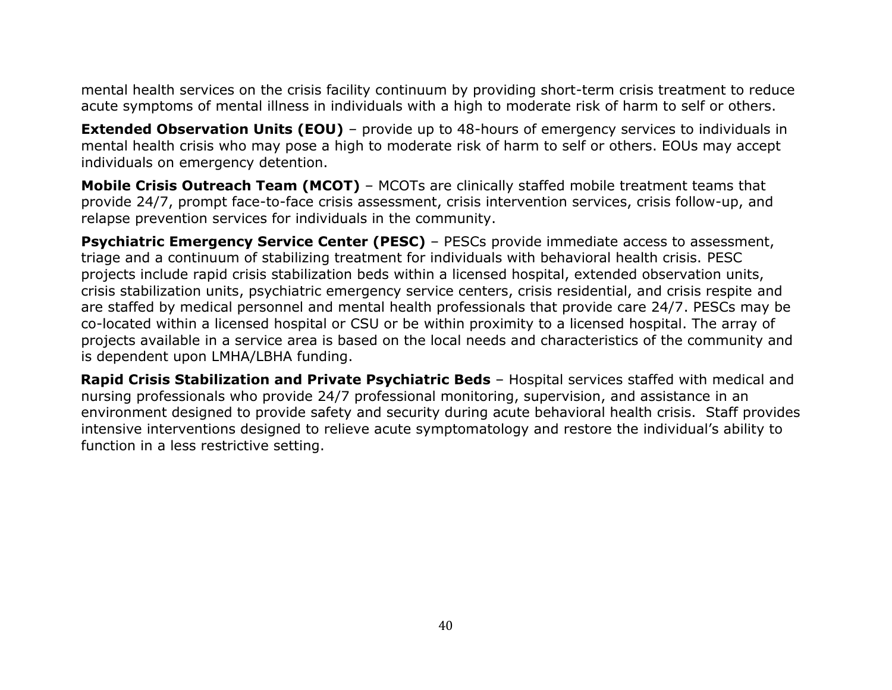mental health services on the crisis facility continuum by providing short-term crisis treatment to reduce acute symptoms of mental illness in individuals with a high to moderate risk of harm to self or others.

**Extended Observation Units (EOU)** – provide up to 48-hours of emergency services to individuals in mental health crisis who may pose a high to moderate risk of harm to self or others. EOUs may accept individuals on emergency detention.

**Mobile Crisis Outreach Team (MCOT)** – MCOTs are clinically staffed mobile treatment teams that provide 24/7, prompt face-to-face crisis assessment, crisis intervention services, crisis follow-up, and relapse prevention services for individuals in the community.

**Psychiatric Emergency Service Center (PESC)** – PESCs provide immediate access to assessment, triage and a continuum of stabilizing treatment for individuals with behavioral health crisis. PESC projects include rapid crisis stabilization beds within a licensed hospital, extended observation units, crisis stabilization units, psychiatric emergency service centers, crisis residential, and crisis respite and are staffed by medical personnel and mental health professionals that provide care 24/7. PESCs may be co-located within a licensed hospital or CSU or be within proximity to a licensed hospital. The array of projects available in a service area is based on the local needs and characteristics of the community and is dependent upon LMHA/LBHA funding.

**Rapid Crisis Stabilization and Private Psychiatric Beds** – Hospital services staffed with medical and nursing professionals who provide 24/7 professional monitoring, supervision, and assistance in an environment designed to provide safety and security during acute behavioral health crisis. Staff provides intensive interventions designed to relieve acute symptomatology and restore the individual's ability to function in a less restrictive setting.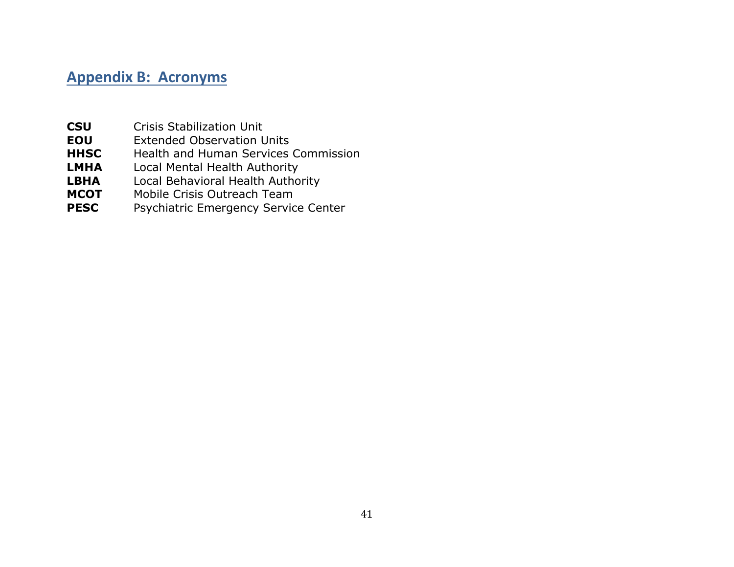## Appendix B: Acronyms

| | |
|---|---|
| **CSU** | Crisis Stabilization Unit |
| **EOU** | Extended Observation Units |
| **HHSC** | Health and Human Services Commission |
| **LMHA** | Local Mental Health Authority |
| **LBHA** | Local Behavioral Health Authority |
| **MCOT** | Mobile Crisis Outreach Team |
| **PESC** | Psychiatric Emergency Service Center |